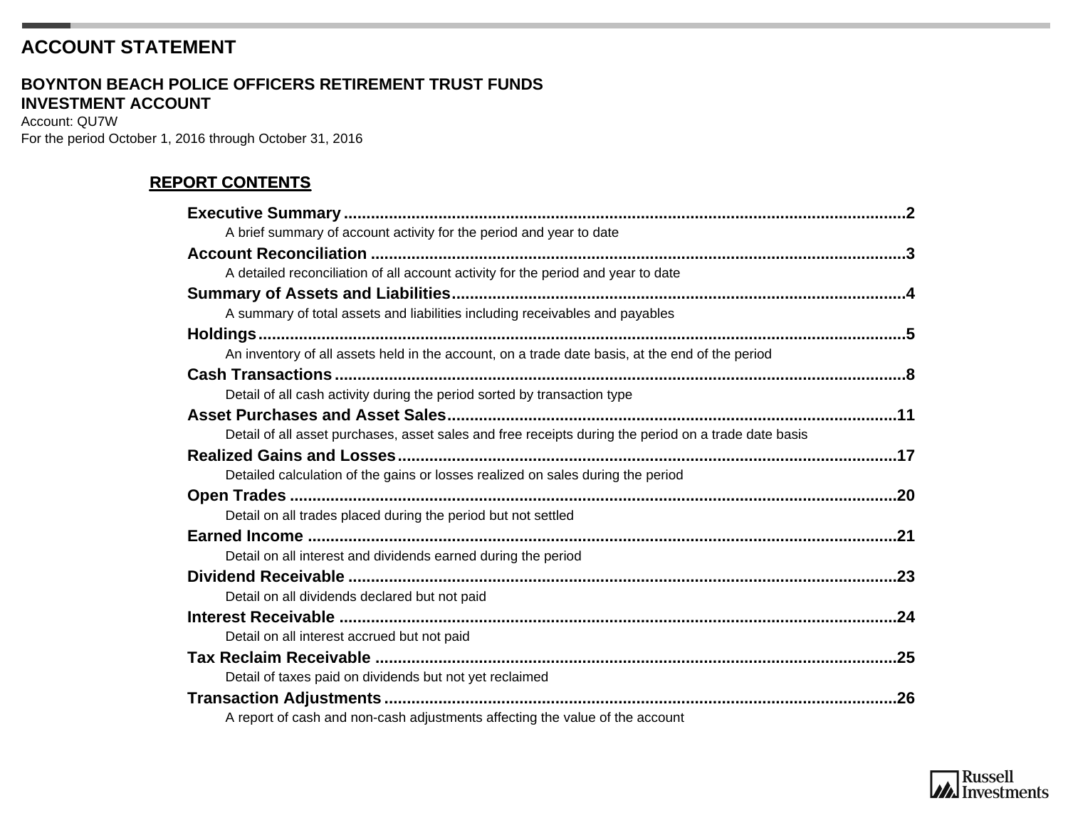# ACCOUNT STATEMENT

## BOYNTON BEACH POLICE OFFICERS RETIREMENT TRUST FUNDS
## INVESTMENT ACCOUNT

Account: QU7W
For the period October 1, 2016 through October 31, 2016

### REPORT CONTENTS

**Executive Summary** ..... 2
A brief summary of account activity for the period and year to date

**Account Reconciliation** ..... 3
A detailed reconciliation of all account activity for the period and year to date

**Summary of Assets and Liabilities** ..... 4
A summary of total assets and liabilities including receivables and payables

**Holdings** ..... 5
An inventory of all assets held in the account, on a trade date basis, at the end of the period

**Cash Transactions** ..... 8
Detail of all cash activity during the period sorted by transaction type

**Asset Purchases and Asset Sales** ..... 11
Detail of all asset purchases, asset sales and free receipts during the period on a trade date basis

**Realized Gains and Losses** ..... 17
Detailed calculation of the gains or losses realized on sales during the period

**Open Trades** ..... 20
Detail on all trades placed during the period but not settled

**Earned Income** ..... 21
Detail on all interest and dividends earned during the period

**Dividend Receivable** ..... 23
Detail on all dividends declared but not paid

**Interest Receivable** ..... 24
Detail on all interest accrued but not paid

**Tax Reclaim Receivable** ..... 25
Detail of taxes paid on dividends but not yet reclaimed

**Transaction Adjustments** ..... 26
A report of cash and non-cash adjustments affecting the value of the account

Russell Investments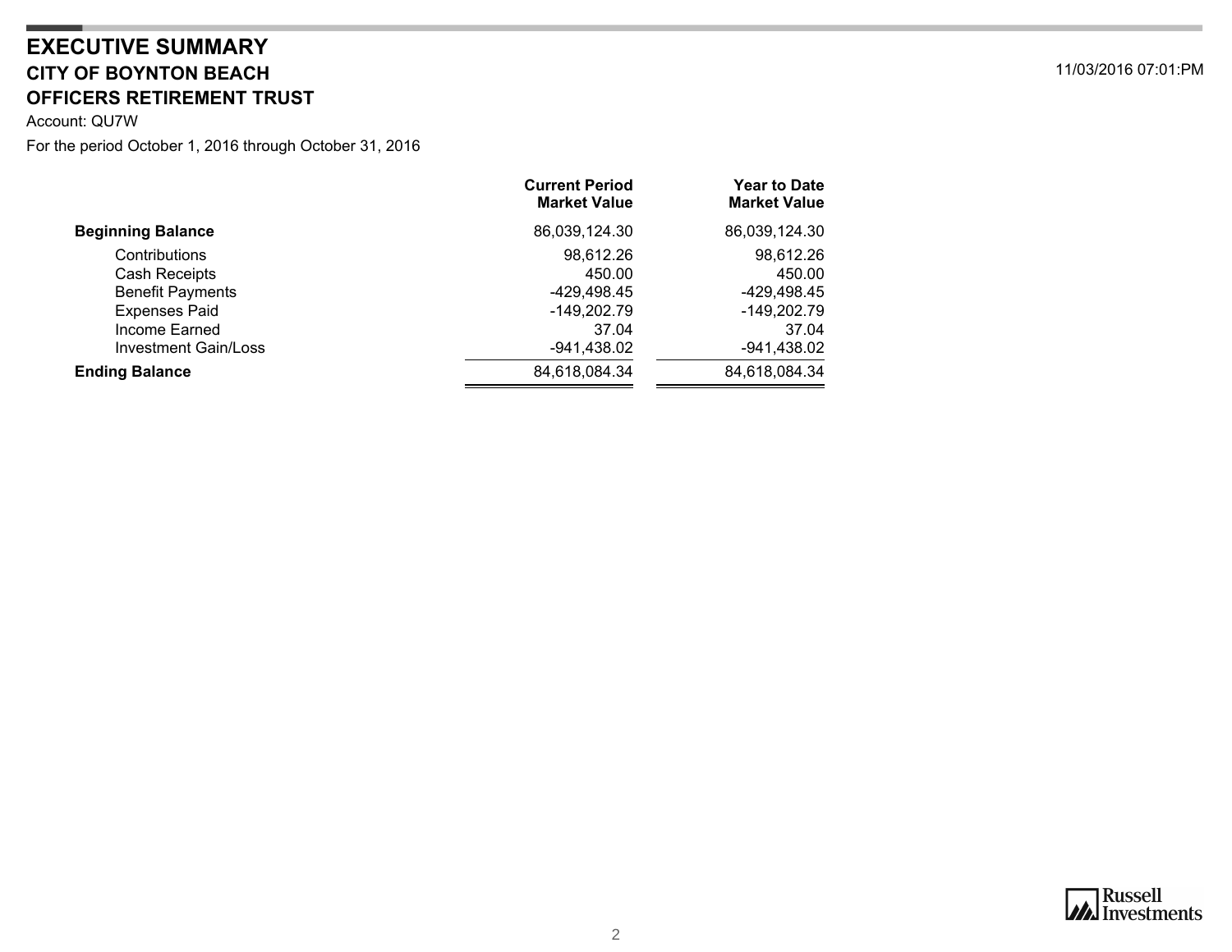# EXECUTIVE SUMMARY

## CITY OF BOYNTON BEACH

## OFFICERS RETIREMENT TRUST

11/03/2016 07:01:PM

Account: QU7W

For the period October 1, 2016 through October 31, 2016

| | Current Period Market Value | Year to Date Market Value |
|---|---|---|
| **Beginning Balance** | 86,039,124.30 | 86,039,124.30 |
| Contributions | 98,612.26 | 98,612.26 |
| Cash Receipts | 450.00 | 450.00 |
| Benefit Payments | -429,498.45 | -429,498.45 |
| Expenses Paid | -149,202.79 | -149,202.79 |
| Income Earned | 37.04 | 37.04 |
| Investment Gain/Loss | -941,438.02 | -941,438.02 |
| **Ending Balance** | 84,618,084.34 | 84,618,084.34 |

Russell Investments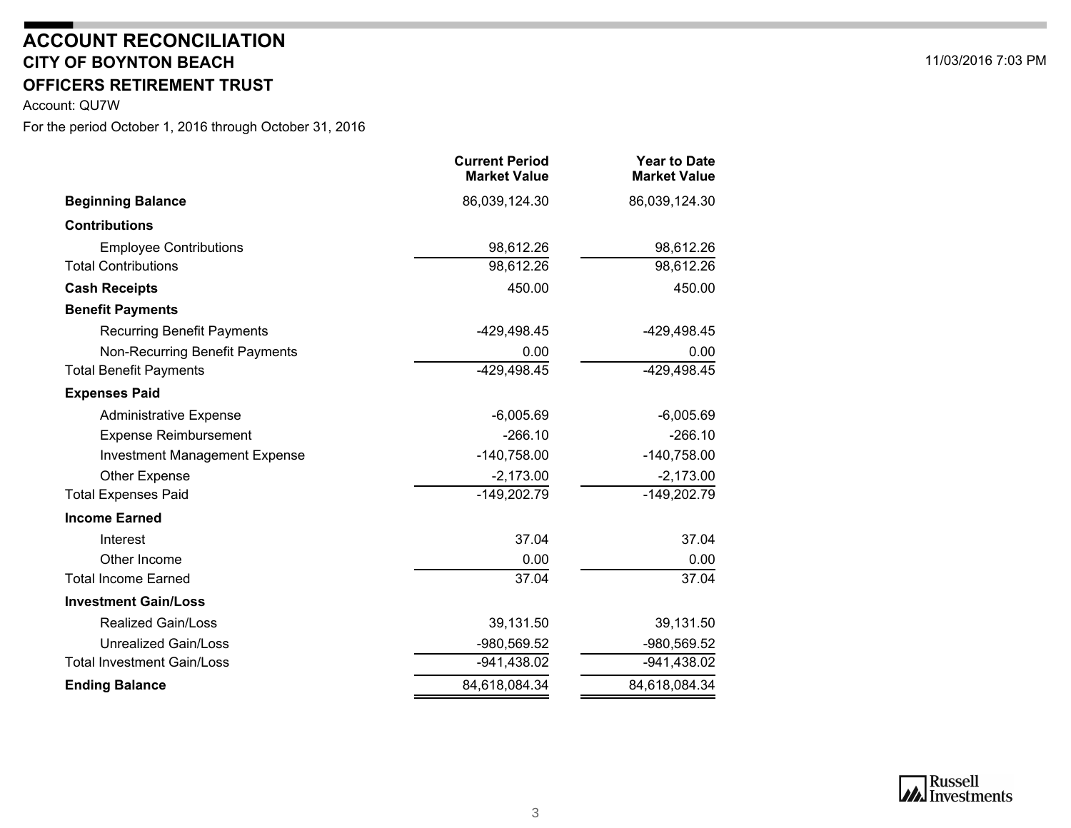# ACCOUNT RECONCILIATION

## CITY OF BOYNTON BEACH

## OFFICERS RETIREMENT TRUST

11/03/2016 7:03 PM

Account: QU7W

For the period October 1, 2016 through October 31, 2016

| | Current Period Market Value | Year to Date Market Value |
|---|---|---|
| **Beginning Balance** | 86,039,124.30 | 86,039,124.30 |
| **Contributions** | | |
| Employee Contributions | 98,612.26 | 98,612.26 |
| Total Contributions | 98,612.26 | 98,612.26 |
| **Cash Receipts** | 450.00 | 450.00 |
| **Benefit Payments** | | |
| Recurring Benefit Payments | -429,498.45 | -429,498.45 |
| Non-Recurring Benefit Payments | 0.00 | 0.00 |
| Total Benefit Payments | -429,498.45 | -429,498.45 |
| **Expenses Paid** | | |
| Administrative Expense | -6,005.69 | -6,005.69 |
| Expense Reimbursement | -266.10 | -266.10 |
| Investment Management Expense | -140,758.00 | -140,758.00 |
| Other Expense | -2,173.00 | -2,173.00 |
| Total Expenses Paid | -149,202.79 | -149,202.79 |
| **Income Earned** | | |
| Interest | 37.04 | 37.04 |
| Other Income | 0.00 | 0.00 |
| Total Income Earned | 37.04 | 37.04 |
| **Investment Gain/Loss** | | |
| Realized Gain/Loss | 39,131.50 | 39,131.50 |
| Unrealized Gain/Loss | -980,569.52 | -980,569.52 |
| Total Investment Gain/Loss | -941,438.02 | -941,438.02 |
| **Ending Balance** | 84,618,084.34 | 84,618,084.34 |

Russell Investments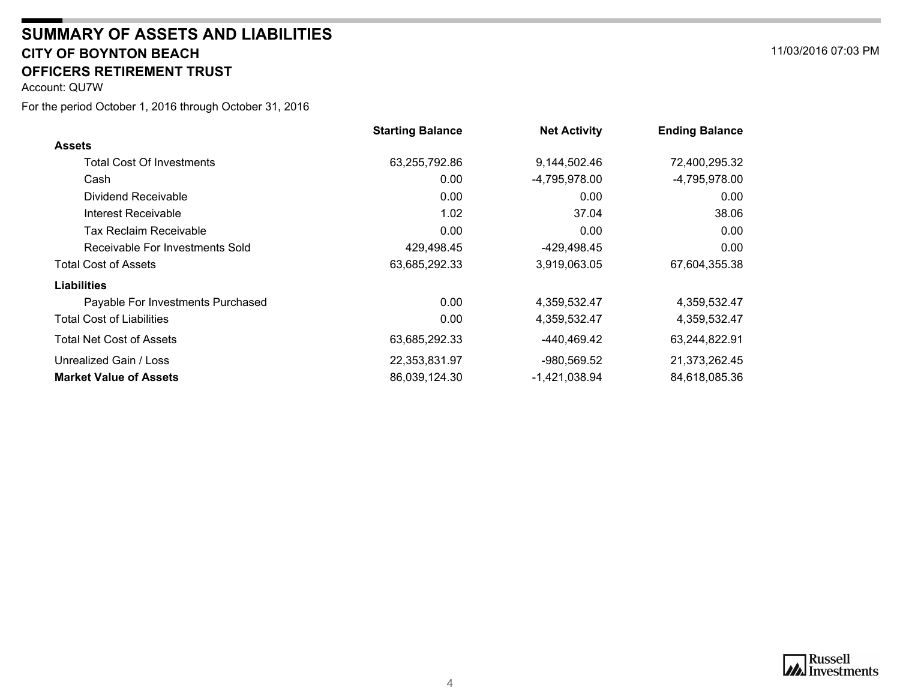# SUMMARY OF ASSETS AND LIABILITIES

## CITY OF BOYNTON BEACH

## OFFICERS RETIREMENT TRUST

11/03/2016 07:03 PM

Account: QU7W

For the period October 1, 2016 through October 31, 2016

| | Starting Balance | Net Activity | Ending Balance |
|---|---|---|---|
| **Assets** | | | |
| Total Cost Of Investments | 63,255,792.86 | 9,144,502.46 | 72,400,295.32 |
| Cash | 0.00 | -4,795,978.00 | -4,795,978.00 |
| Dividend Receivable | 0.00 | 0.00 | 0.00 |
| Interest Receivable | 1.02 | 37.04 | 38.06 |
| Tax Reclaim Receivable | 0.00 | 0.00 | 0.00 |
| Receivable For Investments Sold | 429,498.45 | -429,498.45 | 0.00 |
| Total Cost of Assets | 63,685,292.33 | 3,919,063.05 | 67,604,355.38 |
| **Liabilities** | | | |
| Payable For Investments Purchased | 0.00 | 4,359,532.47 | 4,359,532.47 |
| Total Cost of Liabilities | 0.00 | 4,359,532.47 | 4,359,532.47 |
| Total Net Cost of Assets | 63,685,292.33 | -440,469.42 | 63,244,822.91 |
| Unrealized Gain / Loss | 22,353,831.97 | -980,569.52 | 21,373,262.45 |
| **Market Value of Assets** | 86,039,124.30 | -1,421,038.94 | 84,618,085.36 |

Russell Investments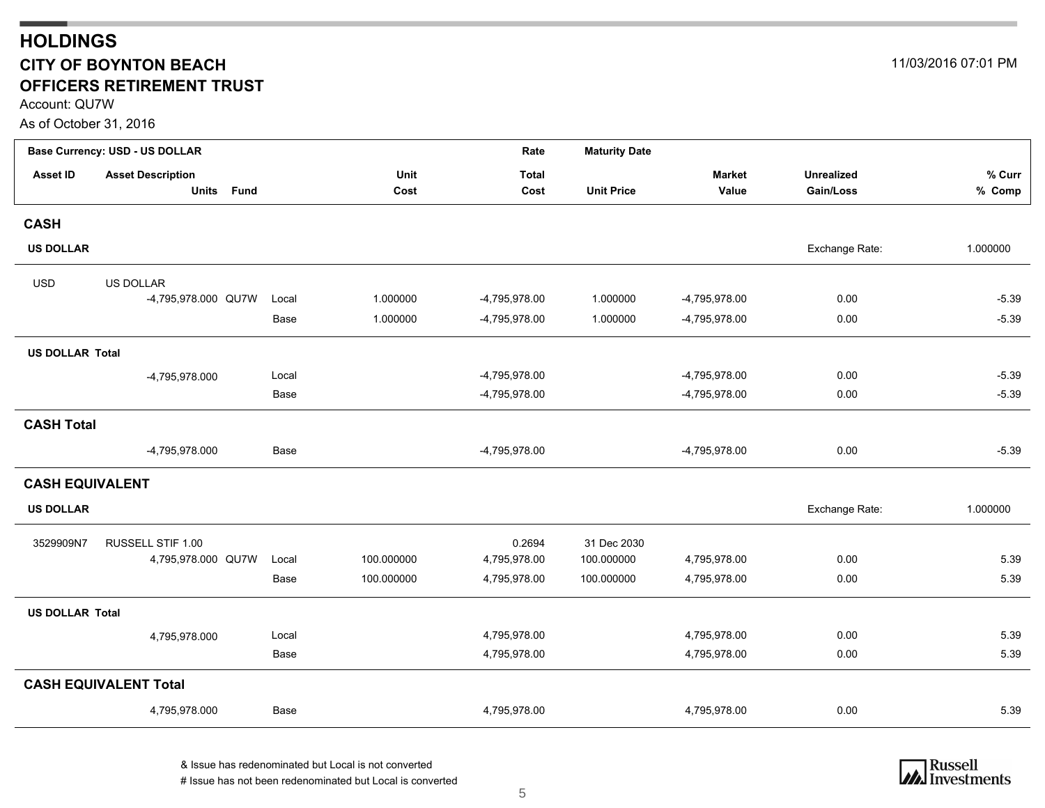# HOLDINGS

## CITY OF BOYNTON BEACH
## OFFICERS RETIREMENT TRUST

Account: QU7W

As of October 31, 2016

11/03/2016 07:01 PM

| Asset ID | Asset Description / Units | Fund | | Unit Cost | Rate / Total Cost | Maturity Date / Unit Price | Market Value | Unrealized Gain/Loss | % Curr / % Comp |
|---|---|---|---|---|---|---|---|---|---|
| **Base Currency: USD - US DOLLAR** | | | | | | | | | |
| **CASH** | | | | | | | | | |
| **US DOLLAR** | | | | | | | | Exchange Rate: | 1.000000 |
| USD | US DOLLAR | | | | | | | | |
| | -4,795,978.000 | QU7W | Local | 1.000000 | -4,795,978.00 | 1.000000 | -4,795,978.00 | 0.00 | -5.39 |
| | | | Base | 1.000000 | -4,795,978.00 | 1.000000 | -4,795,978.00 | 0.00 | -5.39 |
| **US DOLLAR Total** | | | | | | | | | |
| | -4,795,978.000 | | Local | | -4,795,978.00 | | -4,795,978.00 | 0.00 | -5.39 |
| | | | Base | | -4,795,978.00 | | -4,795,978.00 | 0.00 | -5.39 |
| **CASH Total** | | | | | | | | | |
| | -4,795,978.000 | | Base | | -4,795,978.00 | | -4,795,978.00 | 0.00 | -5.39 |
| **CASH EQUIVALENT** | | | | | | | | | |
| **US DOLLAR** | | | | | | | | Exchange Rate: | 1.000000 |
| 3529909N7 | RUSSELL STIF 1.00 | | | | 0.2694 | 31 Dec 2030 | | | |
| | 4,795,978.000 | QU7W | Local | 100.000000 | 4,795,978.00 | 100.000000 | 4,795,978.00 | 0.00 | 5.39 |
| | | | Base | 100.000000 | 4,795,978.00 | 100.000000 | 4,795,978.00 | 0.00 | 5.39 |
| **US DOLLAR Total** | | | | | | | | | |
| | 4,795,978.000 | | Local | | 4,795,978.00 | | 4,795,978.00 | 0.00 | 5.39 |
| | | | Base | | 4,795,978.00 | | 4,795,978.00 | 0.00 | 5.39 |
| **CASH EQUIVALENT Total** | | | | | | | | | |
| | 4,795,978.000 | | Base | | 4,795,978.00 | | 4,795,978.00 | 0.00 | 5.39 |

& Issue has redenominated but Local is not converted

# Issue has not been redenominated but Local is converted

Russell Investments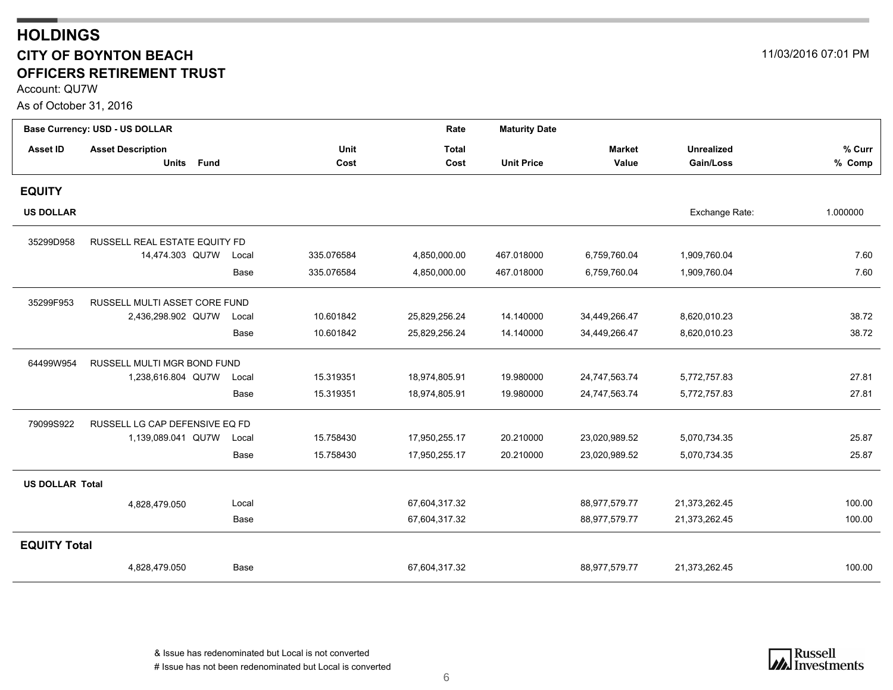# HOLDINGS

## CITY OF BOYNTON BEACH

## OFFICERS RETIREMENT TRUST

11/03/2016 07:01 PM

Account: QU7W

As of October 31, 2016

| Asset ID | Asset Description / Units Fund | | Unit Cost | Rate / Total Cost | Maturity Date / Unit Price | Market Value | Unrealized Gain/Loss | % Curr / % Comp |
|---|---|---|---|---|---|---|---|---|
| **Base Currency: USD - US DOLLAR** | | | | | | | | |
| **EQUITY** | | | | | | | | |
| **US DOLLAR** | | | | | | | Exchange Rate: | 1.000000 |
| 35299D958 | RUSSELL REAL ESTATE EQUITY FD | | | | | | | |
| | 14,474.303 QU7W | Local | 335.076584 | 4,850,000.00 | 467.018000 | 6,759,760.04 | 1,909,760.04 | 7.60 |
| | | Base | 335.076584 | 4,850,000.00 | 467.018000 | 6,759,760.04 | 1,909,760.04 | 7.60 |
| 35299F953 | RUSSELL MULTI ASSET CORE FUND | | | | | | | |
| | 2,436,298.902 QU7W | Local | 10.601842 | 25,829,256.24 | 14.140000 | 34,449,266.47 | 8,620,010.23 | 38.72 |
| | | Base | 10.601842 | 25,829,256.24 | 14.140000 | 34,449,266.47 | 8,620,010.23 | 38.72 |
| 64499W954 | RUSSELL MULTI MGR BOND FUND | | | | | | | |
| | 1,238,616.804 QU7W | Local | 15.319351 | 18,974,805.91 | 19.980000 | 24,747,563.74 | 5,772,757.83 | 27.81 |
| | | Base | 15.319351 | 18,974,805.91 | 19.980000 | 24,747,563.74 | 5,772,757.83 | 27.81 |
| 79099S922 | RUSSELL LG CAP DEFENSIVE EQ FD | | | | | | | |
| | 1,139,089.041 QU7W | Local | 15.758430 | 17,950,255.17 | 20.210000 | 23,020,989.52 | 5,070,734.35 | 25.87 |
| | | Base | 15.758430 | 17,950,255.17 | 20.210000 | 23,020,989.52 | 5,070,734.35 | 25.87 |
| **US DOLLAR Total** | | | | | | | | |
| | 4,828,479.050 | Local | | 67,604,317.32 | | 88,977,579.77 | 21,373,262.45 | 100.00 |
| | | Base | | 67,604,317.32 | | 88,977,579.77 | 21,373,262.45 | 100.00 |
| **EQUITY Total** | | | | | | | | |
| | 4,828,479.050 | Base | | 67,604,317.32 | | 88,977,579.77 | 21,373,262.45 | 100.00 |

& Issue has redenominated but Local is not converted

# Issue has not been redenominated but Local is converted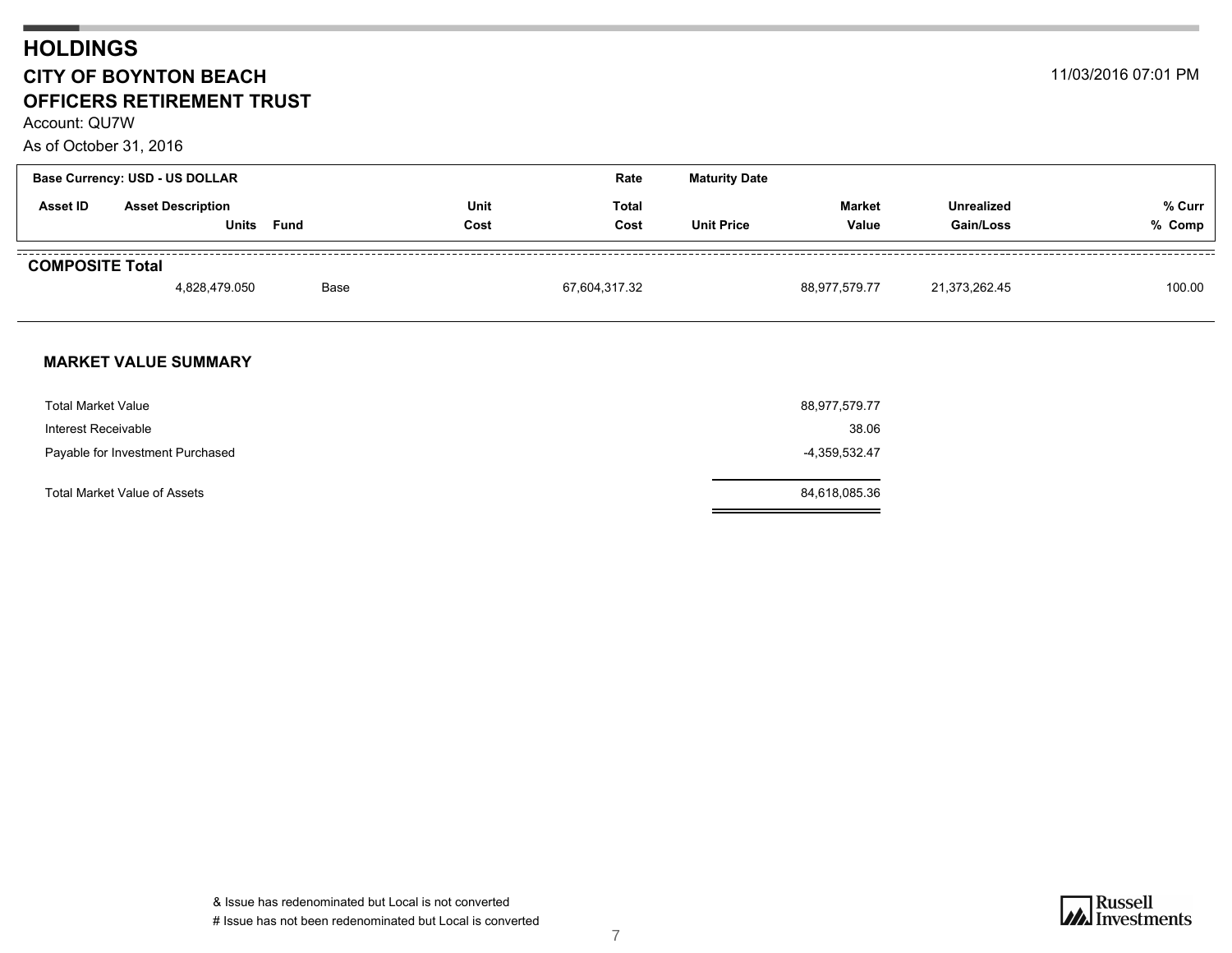# HOLDINGS

## CITY OF BOYNTON BEACH
## OFFICERS RETIREMENT TRUST

Account: QU7W

As of October 31, 2016

11/03/2016 07:01 PM

| Base Currency: USD - US DOLLAR | | | | Rate | Maturity Date | | | |
|---|---|---|---|---|---|---|---|---|
| Asset ID | Asset Description | | Unit | Total | | Market | Unrealized | % Curr |
| | Units | Fund | Cost | Cost | Unit Price | Value | Gain/Loss | % Comp |
| **COMPOSITE Total** | | | | | | | | |
| | 4,828,479.050 | Base | | 67,604,317.32 | | 88,977,579.77 | 21,373,262.45 | 100.00 |

### MARKET VALUE SUMMARY

| | |
|---|---|
| Total Market Value | 88,977,579.77 |
| Interest Receivable | 38.06 |
| Payable for Investment Purchased | -4,359,532.47 |
| Total Market Value of Assets | 84,618,085.36 |

& Issue has redenominated but Local is not converted

# Issue has not been redenominated but Local is converted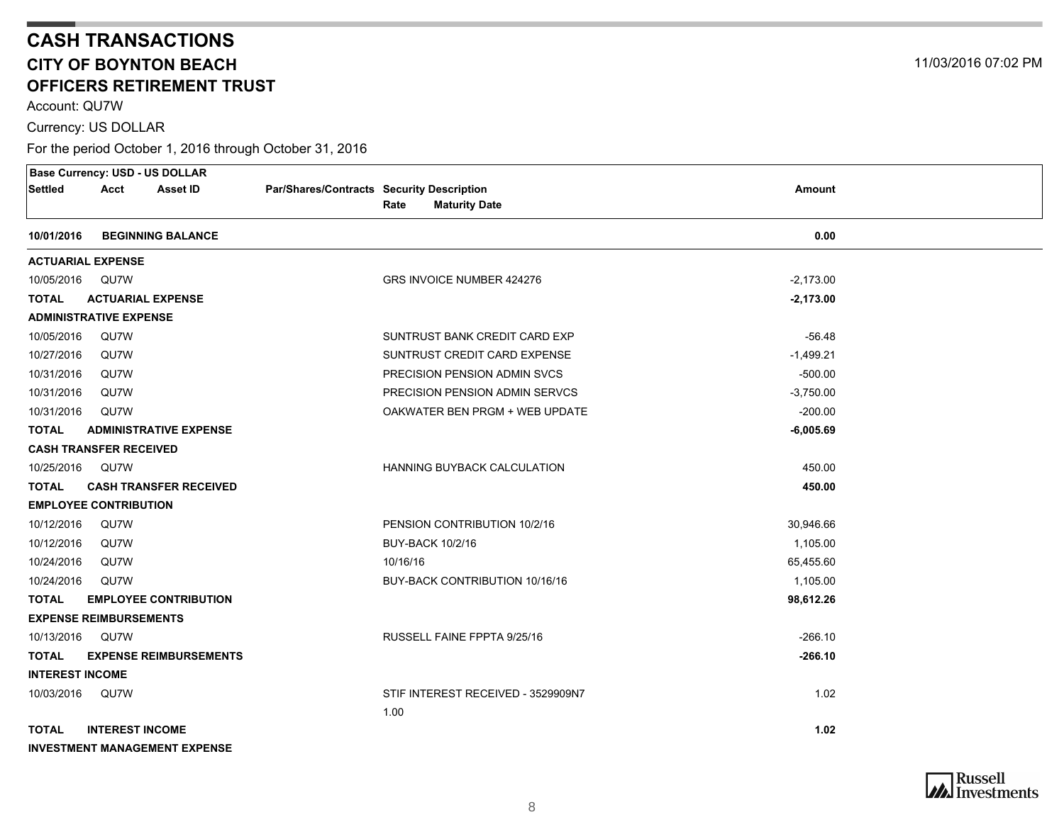# CASH TRANSACTIONS

## CITY OF BOYNTON BEACH

## OFFICERS RETIREMENT TRUST

11/03/2016 07:02 PM

Account: QU7W

Currency: US DOLLAR

For the period October 1, 2016 through October 31, 2016

| Settled | Acct | Asset ID | Par/Shares/Contracts | Security Description / Rate / Maturity Date | Amount |
|---|---|---|---|---|---|
| **Base Currency: USD - US DOLLAR** | | | | | |
| **10/01/2016** | **BEGINNING BALANCE** | | | | **0.00** |
| **ACTUARIAL EXPENSE** | | | | | |
| 10/05/2016 | QU7W | | | GRS INVOICE NUMBER 424276 | -2,173.00 |
| **TOTAL** | **ACTUARIAL EXPENSE** | | | | **-2,173.00** |
| **ADMINISTRATIVE EXPENSE** | | | | | |
| 10/05/2016 | QU7W | | | SUNTRUST BANK CREDIT CARD EXP | -56.48 |
| 10/27/2016 | QU7W | | | SUNTRUST CREDIT CARD EXPENSE | -1,499.21 |
| 10/31/2016 | QU7W | | | PRECISION PENSION ADMIN SVCS | -500.00 |
| 10/31/2016 | QU7W | | | PRECISION PENSION ADMIN SERVCS | -3,750.00 |
| 10/31/2016 | QU7W | | | OAKWATER BEN PRGM + WEB UPDATE | -200.00 |
| **TOTAL** | **ADMINISTRATIVE EXPENSE** | | | | **-6,005.69** |
| **CASH TRANSFER RECEIVED** | | | | | |
| 10/25/2016 | QU7W | | | HANNING BUYBACK CALCULATION | 450.00 |
| **TOTAL** | **CASH TRANSFER RECEIVED** | | | | **450.00** |
| **EMPLOYEE CONTRIBUTION** | | | | | |
| 10/12/2016 | QU7W | | | PENSION CONTRIBUTION 10/2/16 | 30,946.66 |
| 10/12/2016 | QU7W | | | BUY-BACK 10/2/16 | 1,105.00 |
| 10/24/2016 | QU7W | | | 10/16/16 | 65,455.60 |
| 10/24/2016 | QU7W | | | BUY-BACK CONTRIBUTION 10/16/16 | 1,105.00 |
| **TOTAL** | **EMPLOYEE CONTRIBUTION** | | | | **98,612.26** |
| **EXPENSE REIMBURSEMENTS** | | | | | |
| 10/13/2016 | QU7W | | | RUSSELL FAINE FPPTA 9/25/16 | -266.10 |
| **TOTAL** | **EXPENSE REIMBURSEMENTS** | | | | **-266.10** |
| **INTEREST INCOME** | | | | | |
| 10/03/2016 | QU7W | | | STIF INTEREST RECEIVED - 3529909N7<br>1.00 | 1.02 |
| **TOTAL** | **INTEREST INCOME** | | | | **1.02** |
| **INVESTMENT MANAGEMENT EXPENSE** | | | | | |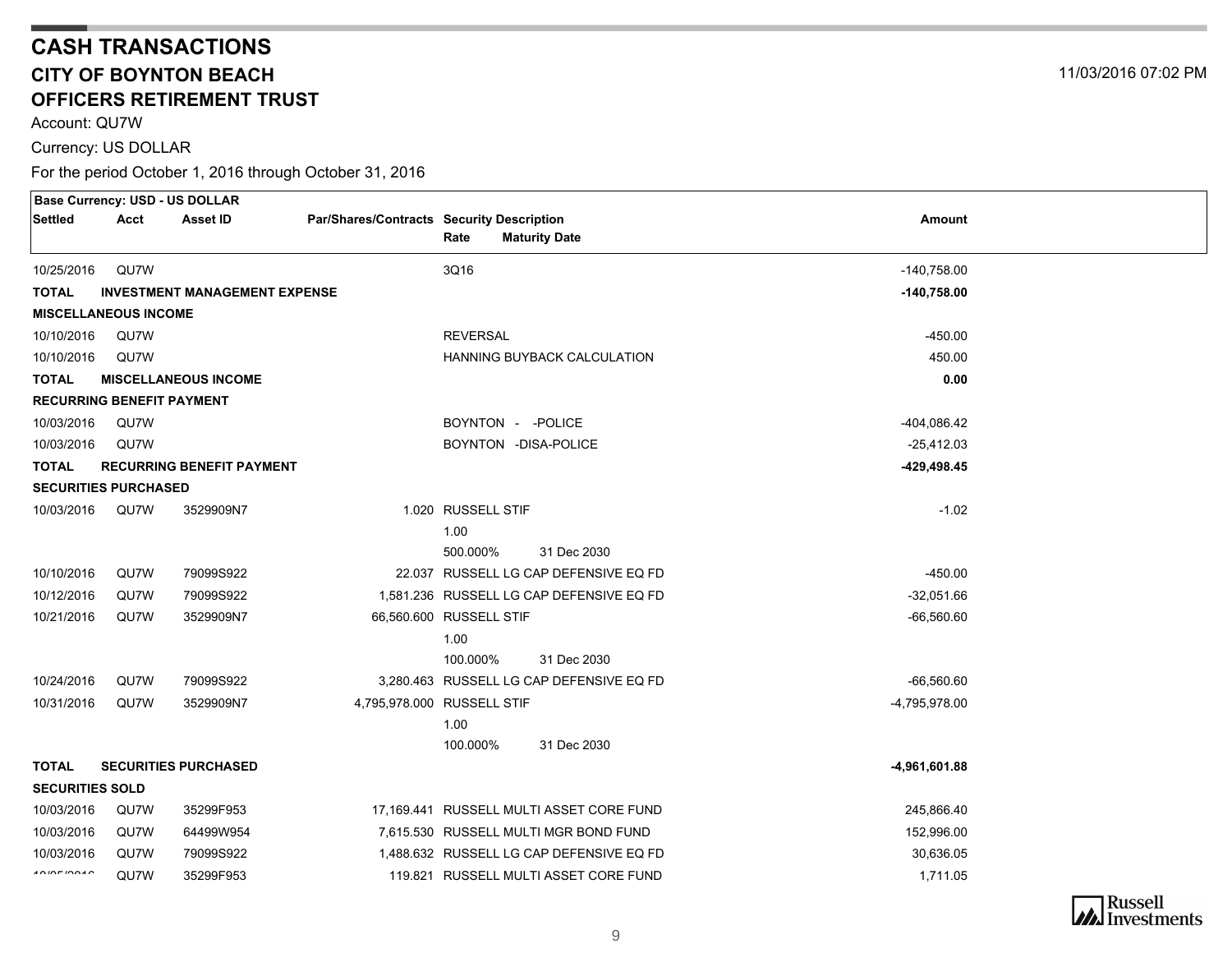# CASH TRANSACTIONS

## CITY OF BOYNTON BEACH

## OFFICERS RETIREMENT TRUST

11/03/2016 07:02 PM

Account: QU7W

Currency: US DOLLAR

For the period October 1, 2016 through October 31, 2016

| Settled | Acct | Asset ID | Par/Shares/Contracts | Security Description<br>Rate Maturity Date | Amount |
|---|---|---|---|---|---|
| **Base Currency: USD - US DOLLAR** | | | | | |
| 10/25/2016 | QU7W | | | 3Q16 | -140,758.00 |
| **TOTAL** | **INVESTMENT MANAGEMENT EXPENSE** | | | | **-140,758.00** |
| **MISCELLANEOUS INCOME** | | | | | |
| 10/10/2016 | QU7W | | | REVERSAL | -450.00 |
| 10/10/2016 | QU7W | | | HANNING BUYBACK CALCULATION | 450.00 |
| **TOTAL** | **MISCELLANEOUS INCOME** | | | | **0.00** |
| **RECURRING BENEFIT PAYMENT** | | | | | |
| 10/03/2016 | QU7W | | | BOYNTON - -POLICE | -404,086.42 |
| 10/03/2016 | QU7W | | | BOYNTON -DISA-POLICE | -25,412.03 |
| **TOTAL** | **RECURRING BENEFIT PAYMENT** | | | | **-429,498.45** |
| **SECURITIES PURCHASED** | | | | | |
| 10/03/2016 | QU7W | 3529909N7 | 1.020 | RUSSELL STIF<br>1.00<br>500.000% 31 Dec 2030 | -1.02 |
| 10/10/2016 | QU7W | 79099S922 | 22.037 | RUSSELL LG CAP DEFENSIVE EQ FD | -450.00 |
| 10/12/2016 | QU7W | 79099S922 | 1,581.236 | RUSSELL LG CAP DEFENSIVE EQ FD | -32,051.66 |
| 10/21/2016 | QU7W | 3529909N7 | 66,560.600 | RUSSELL STIF<br>1.00<br>100.000% 31 Dec 2030 | -66,560.60 |
| 10/24/2016 | QU7W | 79099S922 | 3,280.463 | RUSSELL LG CAP DEFENSIVE EQ FD | -66,560.60 |
| 10/31/2016 | QU7W | 3529909N7 | 4,795,978.000 | RUSSELL STIF<br>1.00<br>100.000% 31 Dec 2030 | -4,795,978.00 |
| **TOTAL** | **SECURITIES PURCHASED** | | | | **-4,961,601.88** |
| **SECURITIES SOLD** | | | | | |
| 10/03/2016 | QU7W | 35299F953 | 17,169.441 | RUSSELL MULTI ASSET CORE FUND | 245,866.40 |
| 10/03/2016 | QU7W | 64499W954 | 7,615.530 | RUSSELL MULTI MGR BOND FUND | 152,996.00 |
| 10/03/2016 | QU7W | 79099S922 | 1,488.632 | RUSSELL LG CAP DEFENSIVE EQ FD | 30,636.05 |
| 10/05/2016 | QU7W | 35299F953 | 119.821 | RUSSELL MULTI ASSET CORE FUND | 1,711.05 |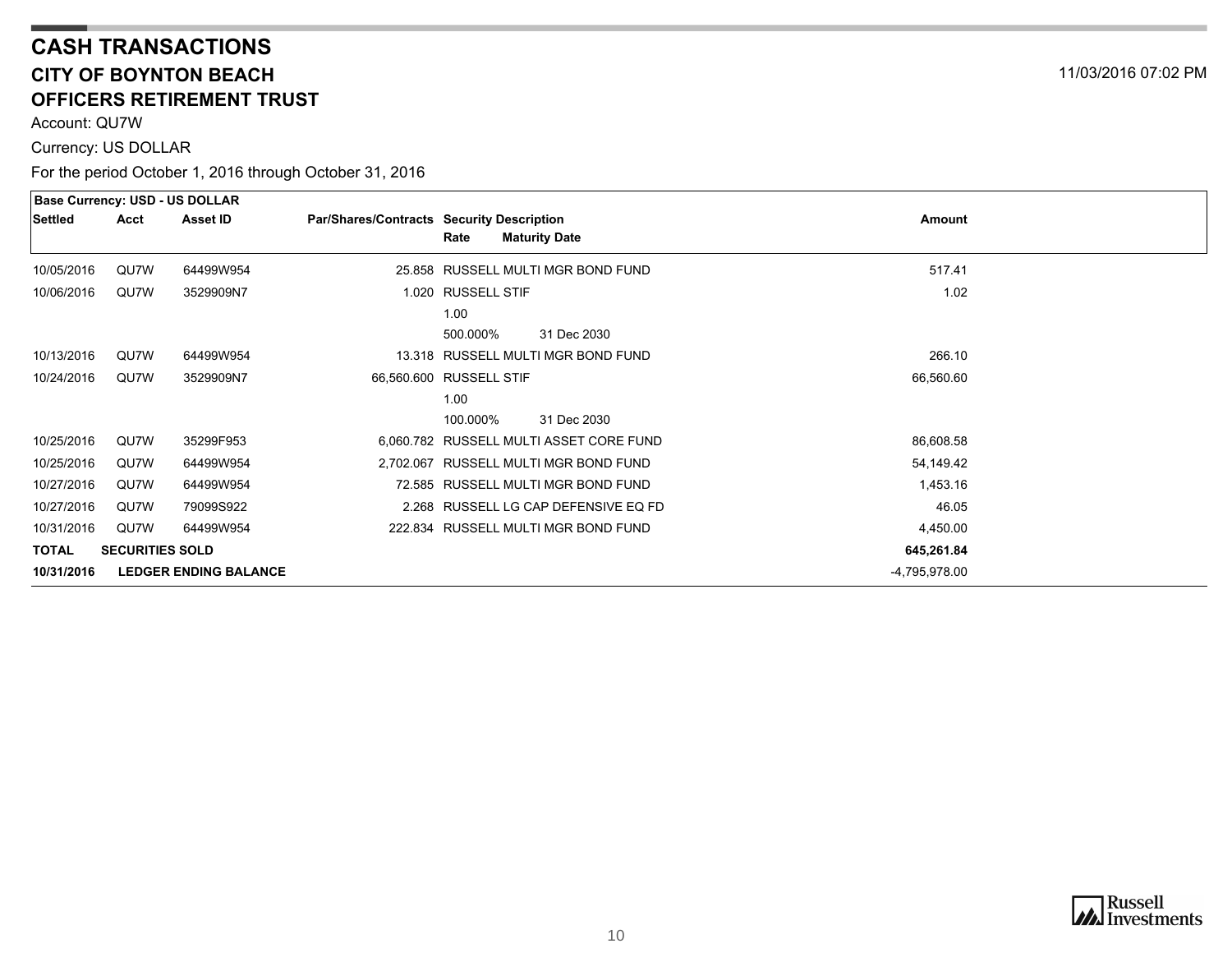# CASH TRANSACTIONS

## CITY OF BOYNTON BEACH

## OFFICERS RETIREMENT TRUST

11/03/2016 07:02 PM

Account: QU7W

Currency: US DOLLAR

For the period October 1, 2016 through October 31, 2016

| Base Currency: USD - US DOLLAR | | | | | |
|---|---|---|---|---|---|
| **Settled** | **Acct** | **Asset ID** | **Par/Shares/Contracts** | **Security Description**<br>**Rate** **Maturity Date** | **Amount** |
| 10/05/2016 | QU7W | 64499W954 | 25.858 | RUSSELL MULTI MGR BOND FUND | 517.41 |
| 10/06/2016 | QU7W | 3529909N7 | 1.020 | RUSSELL STIF<br>1.00<br>500.000% 31 Dec 2030 | 1.02 |
| 10/13/2016 | QU7W | 64499W954 | 13.318 | RUSSELL MULTI MGR BOND FUND | 266.10 |
| 10/24/2016 | QU7W | 3529909N7 | 66,560.600 | RUSSELL STIF<br>1.00<br>100.000% 31 Dec 2030 | 66,560.60 |
| 10/25/2016 | QU7W | 35299F953 | 6,060.782 | RUSSELL MULTI ASSET CORE FUND | 86,608.58 |
| 10/25/2016 | QU7W | 64499W954 | 2,702.067 | RUSSELL MULTI MGR BOND FUND | 54,149.42 |
| 10/27/2016 | QU7W | 64499W954 | 72.585 | RUSSELL MULTI MGR BOND FUND | 1,453.16 |
| 10/27/2016 | QU7W | 79099S922 | 2.268 | RUSSELL LG CAP DEFENSIVE EQ FD | 46.05 |
| 10/31/2016 | QU7W | 64499W954 | 222.834 | RUSSELL MULTI MGR BOND FUND | 4,450.00 |
| **TOTAL** | **SECURITIES SOLD** | | | | **645,261.84** |
| **10/31/2016** | **LEDGER ENDING BALANCE** | | | | -4,795,978.00 |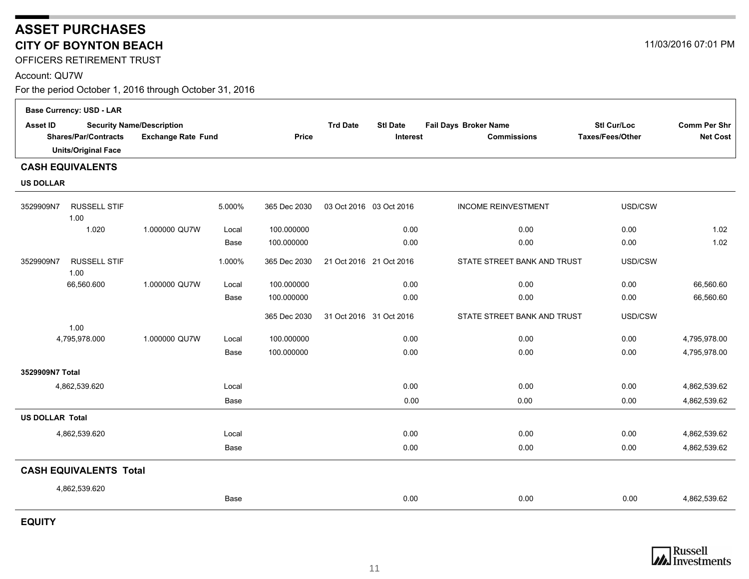# ASSET PURCHASES

## CITY OF BOYNTON BEACH

11/03/2016 07:01 PM

OFFICERS RETIREMENT TRUST

Account: QU7W

For the period October 1, 2016 through October 31, 2016

**Base Currency: USD - LAR**

| Asset ID | Security Name/Description | | | | Trd Date | Stl Date | Fail Days | Broker Name | Stl Cur/Loc | Comm Per Shr |
|---|---|---|---|---|---|---|---|---|---|---|
| Shares/Par/Contracts | Exchange Rate | Fund | | Price | | Interest | | Commissions | Taxes/Fees/Other | Net Cost |
| Units/Original Face | | | | | | | | | | |

### CASH EQUIVALENTS

**US DOLLAR**

| Asset ID | Security Name/Description | | | | Trd Date | Stl Date | Fail Days | Broker Name | Stl Cur/Loc | Comm Per Shr |
|---|---|---|---|---|---|---|---|---|---|---|
| 3529909N7 | RUSSELL STIF 1.00 | | 5.000% | 365 Dec 2030 | 03 Oct 2016 | 03 Oct 2016 | | INCOME REINVESTMENT | USD/CSW | |
| 1.020 | 1.000000 | QU7W | Local | 100.000000 | | 0.00 | | 0.00 | 0.00 | 1.02 |
| | | | Base | 100.000000 | | 0.00 | | 0.00 | 0.00 | 1.02 |
| 3529909N7 | RUSSELL STIF 1.00 | | 1.000% | 365 Dec 2030 | 21 Oct 2016 | 21 Oct 2016 | | STATE STREET BANK AND TRUST | USD/CSW | |
| 66,560.600 | 1.000000 | QU7W | Local | 100.000000 | | 0.00 | | 0.00 | 0.00 | 66,560.60 |
| | | | Base | 100.000000 | | 0.00 | | 0.00 | 0.00 | 66,560.60 |
| | 1.00 | | | 365 Dec 2030 | 31 Oct 2016 | 31 Oct 2016 | | STATE STREET BANK AND TRUST | USD/CSW | |
| 4,795,978.000 | 1.000000 | QU7W | Local | 100.000000 | | 0.00 | | 0.00 | 0.00 | 4,795,978.00 |
| | | | Base | 100.000000 | | 0.00 | | 0.00 | 0.00 | 4,795,978.00 |
| **3529909N7 Total** | | | | | | | | | | |
| 4,862,539.620 | | | Local | | | 0.00 | | 0.00 | 0.00 | 4,862,539.62 |
| | | | Base | | | 0.00 | | 0.00 | 0.00 | 4,862,539.62 |
| **US DOLLAR Total** | | | | | | | | | | |
| 4,862,539.620 | | | Local | | | 0.00 | | 0.00 | 0.00 | 4,862,539.62 |
| | | | Base | | | 0.00 | | 0.00 | 0.00 | 4,862,539.62 |
| **CASH EQUIVALENTS Total** | | | | | | | | | | |
| 4,862,539.620 | | | Base | | | 0.00 | | 0.00 | 0.00 | 4,862,539.62 |

### EQUITY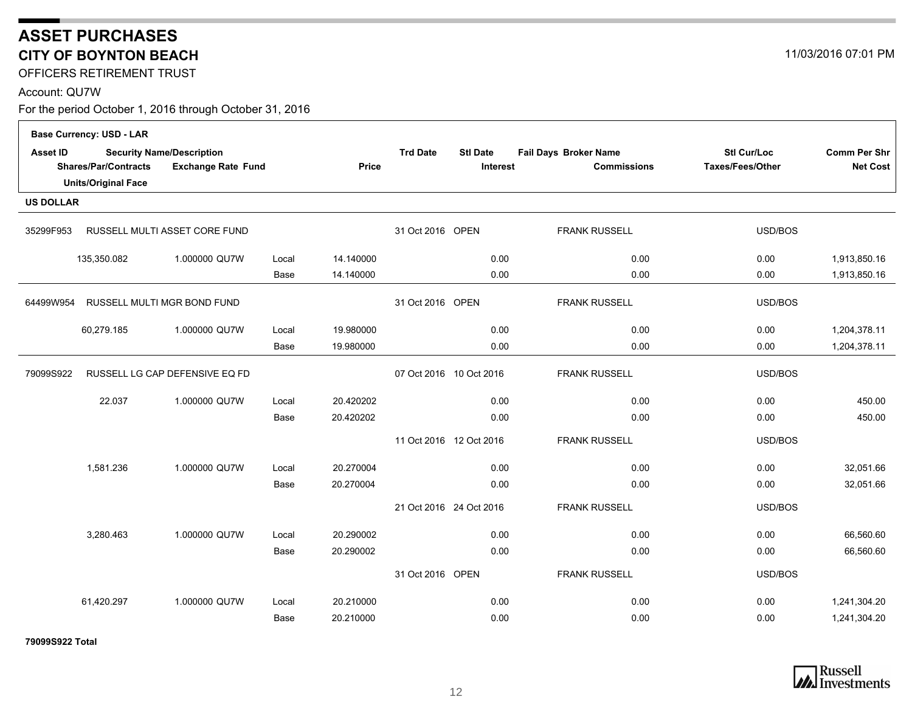# ASSET PURCHASES

## CITY OF BOYNTON BEACH

11/03/2016 07:01 PM

OFFICERS RETIREMENT TRUST

Account: QU7W

For the period October 1, 2016 through October 31, 2016

**Base Currency: USD - LAR**

| Asset ID / Shares/Par/Contracts / Units/Original Face | Security Name/Description / Exchange Rate Fund | | Price | Trd Date | Stl Date / Interest | Fail Days Broker Name / Commissions | Stl Cur/Loc / Taxes/Fees/Other | Comm Per Shr / Net Cost |
|---|---|---|---|---|---|---|---|---|
| **US DOLLAR** | | | | | | | | |
| 35299F953 | RUSSELL MULTI ASSET CORE FUND | | | 31 Oct 2016 | OPEN | FRANK RUSSELL | USD/BOS | |
| 135,350.082 | 1.000000 QU7W | Local | 14.140000 | | 0.00 | 0.00 | 0.00 | 1,913,850.16 |
| | | Base | 14.140000 | | 0.00 | 0.00 | 0.00 | 1,913,850.16 |
| 64499W954 | RUSSELL MULTI MGR BOND FUND | | | 31 Oct 2016 | OPEN | FRANK RUSSELL | USD/BOS | |
| 60,279.185 | 1.000000 QU7W | Local | 19.980000 | | 0.00 | 0.00 | 0.00 | 1,204,378.11 |
| | | Base | 19.980000 | | 0.00 | 0.00 | 0.00 | 1,204,378.11 |
| 79099S922 | RUSSELL LG CAP DEFENSIVE EQ FD | | | 07 Oct 2016 | 10 Oct 2016 | FRANK RUSSELL | USD/BOS | |
| 22.037 | 1.000000 QU7W | Local | 20.420202 | | 0.00 | 0.00 | 0.00 | 450.00 |
| | | Base | 20.420202 | | 0.00 | 0.00 | 0.00 | 450.00 |
| | | | | 11 Oct 2016 | 12 Oct 2016 | FRANK RUSSELL | USD/BOS | |
| 1,581.236 | 1.000000 QU7W | Local | 20.270004 | | 0.00 | 0.00 | 0.00 | 32,051.66 |
| | | Base | 20.270004 | | 0.00 | 0.00 | 0.00 | 32,051.66 |
| | | | | 21 Oct 2016 | 24 Oct 2016 | FRANK RUSSELL | USD/BOS | |
| 3,280.463 | 1.000000 QU7W | Local | 20.290002 | | 0.00 | 0.00 | 0.00 | 66,560.60 |
| | | Base | 20.290002 | | 0.00 | 0.00 | 0.00 | 66,560.60 |
| | | | | 31 Oct 2016 | OPEN | FRANK RUSSELL | USD/BOS | |
| 61,420.297 | 1.000000 QU7W | Local | 20.210000 | | 0.00 | 0.00 | 0.00 | 1,241,304.20 |
| | | Base | 20.210000 | | 0.00 | 0.00 | 0.00 | 1,241,304.20 |
| **79099S922 Total** | | | | | | | | |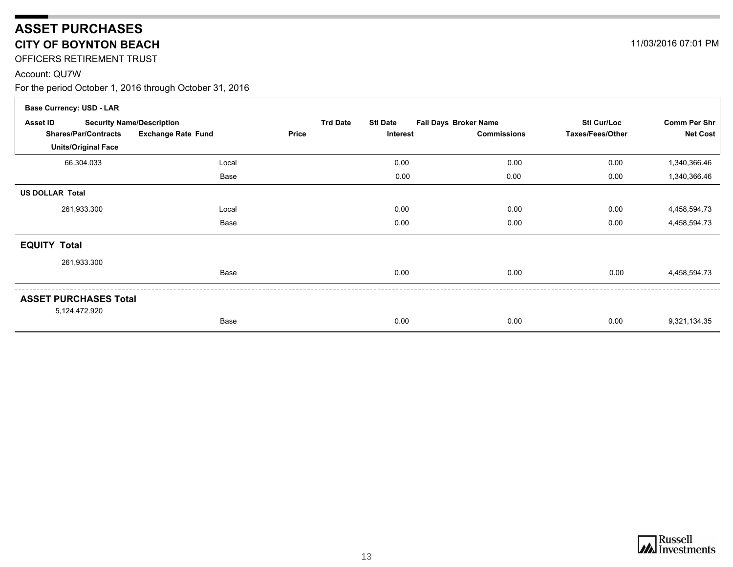# ASSET PURCHASES

## CITY OF BOYNTON BEACH

11/03/2016 07:01 PM

OFFICERS RETIREMENT TRUST

Account: QU7W

For the period October 1, 2016 through October 31, 2016

| Base Currency: USD - LAR | | | | | | | | |
|---|---|---|---|---|---|---|---|---|
| **Asset ID** / **Shares/Par/Contracts** / **Units/Original Face** | **Security Name/Description** / **Exchange Rate Fund** | | **Price** | **Trd Date** / **Stl Date** / **Interest** | **Fail Days Broker Name** / **Commissions** | **Stl Cur/Loc** / **Taxes/Fees/Other** | | **Comm Per Shr** / **Net Cost** |
| 66,304.033 | | Local | | 0.00 | 0.00 | 0.00 | | 1,340,366.46 |
| | | Base | | 0.00 | 0.00 | 0.00 | | 1,340,366.46 |
| **US DOLLAR Total** | | | | | | | | |
| 261,933.300 | | Local | | 0.00 | 0.00 | 0.00 | | 4,458,594.73 |
| | | Base | | 0.00 | 0.00 | 0.00 | | 4,458,594.73 |
| **EQUITY Total** | | | | | | | | |
| 261,933.300 | | | | | | | | |
| | | Base | | 0.00 | 0.00 | 0.00 | | 4,458,594.73 |
| **ASSET PURCHASES Total** | | | | | | | | |
| 5,124,472.920 | | | | | | | | |
| | | Base | | 0.00 | 0.00 | 0.00 | | 9,321,134.35 |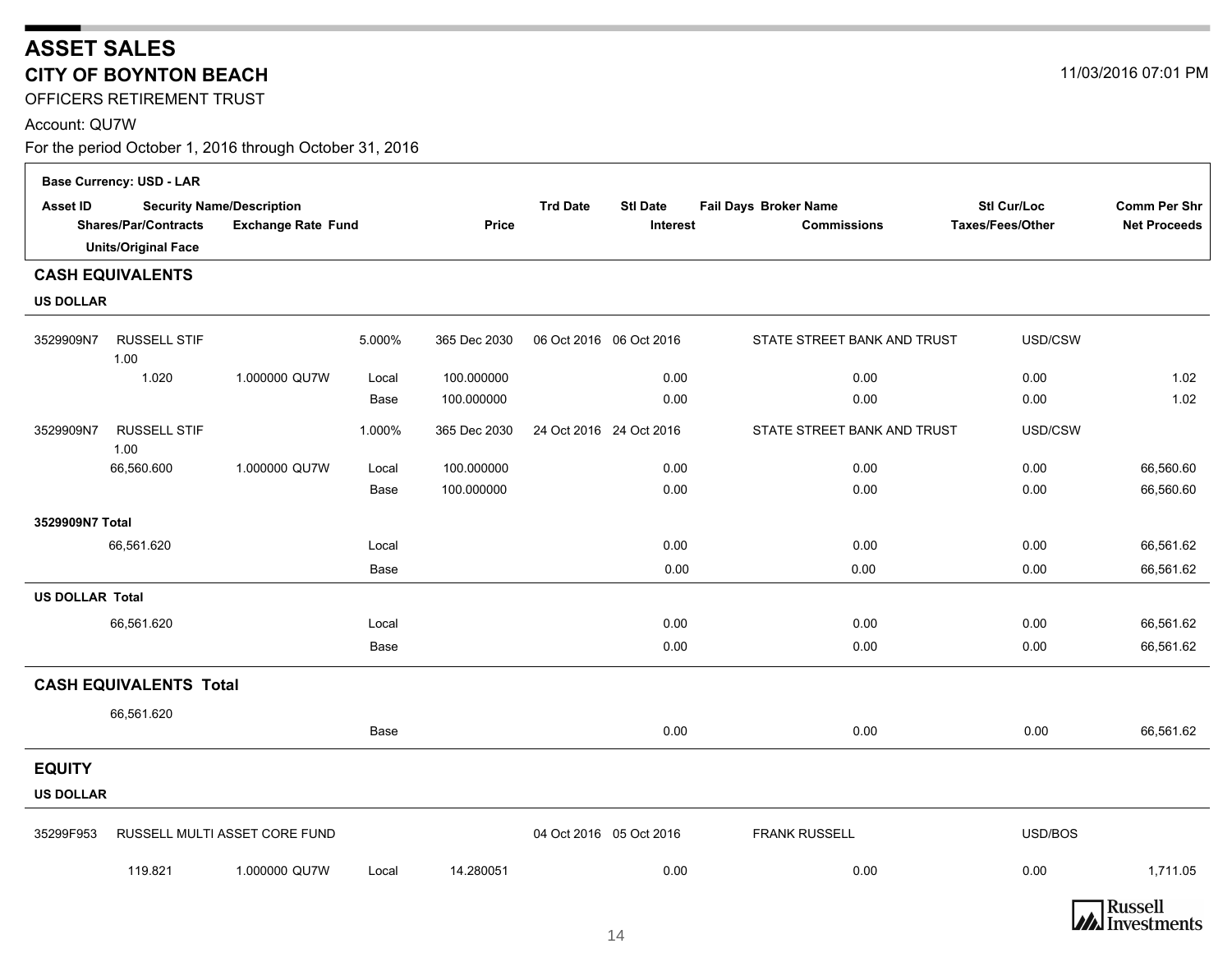# ASSET SALES

## CITY OF BOYNTON BEACH

11/03/2016 07:01 PM

OFFICERS RETIREMENT TRUST

Account: QU7W

For the period October 1, 2016 through October 31, 2016

**Base Currency: USD - LAR**

| Asset ID | Security Name/Description | | | | Trd Date | Stl Date | Fail Days | Broker Name | Stl Cur/Loc | Comm Per Shr |
|---|---|---|---|---|---|---|---|---|---|---|
| Shares/Par/Contracts | | Exchange Rate Fund | | Price | | Interest | | Commissions | Taxes/Fees/Other | Net Proceeds |
| Units/Original Face | | | | | | | | | | |
| **CASH EQUIVALENTS** | | | | | | | | | | |
| **US DOLLAR** | | | | | | | | | | |
| 3529909N7 | RUSSELL STIF | | 5.000% | 365 Dec 2030 | 06 Oct 2016 | 06 Oct 2016 | | STATE STREET BANK AND TRUST | USD/CSW | |
| 1.00 | | | | | | | | | | |
| 1.020 | | 1.000000 QU7W | Local | 100.000000 | | 0.00 | | 0.00 | 0.00 | 1.02 |
| | | | Base | 100.000000 | | 0.00 | | 0.00 | 0.00 | 1.02 |
| 3529909N7 | RUSSELL STIF | | 1.000% | 365 Dec 2030 | 24 Oct 2016 | 24 Oct 2016 | | STATE STREET BANK AND TRUST | USD/CSW | |
| 1.00 | | | | | | | | | | |
| 66,560.600 | | 1.000000 QU7W | Local | 100.000000 | | 0.00 | | 0.00 | 0.00 | 66,560.60 |
| | | | Base | 100.000000 | | 0.00 | | 0.00 | 0.00 | 66,560.60 |
| **3529909N7 Total** | | | | | | | | | | |
| 66,561.620 | | | Local | | | 0.00 | | 0.00 | 0.00 | 66,561.62 |
| | | | Base | | | 0.00 | | 0.00 | 0.00 | 66,561.62 |
| **US DOLLAR Total** | | | | | | | | | | |
| 66,561.620 | | | Local | | | 0.00 | | 0.00 | 0.00 | 66,561.62 |
| | | | Base | | | 0.00 | | 0.00 | 0.00 | 66,561.62 |
| **CASH EQUIVALENTS Total** | | | | | | | | | | |
| 66,561.620 | | | | | | | | | | |
| | | | Base | | | 0.00 | | 0.00 | 0.00 | 66,561.62 |
| **EQUITY** | | | | | | | | | | |
| **US DOLLAR** | | | | | | | | | | |
| 35299F953 | RUSSELL MULTI ASSET CORE FUND | | | | 04 Oct 2016 | 05 Oct 2016 | | FRANK RUSSELL | USD/BOS | |
| 119.821 | | 1.000000 QU7W | Local | 14.280051 | | 0.00 | | 0.00 | 0.00 | 1,711.05 |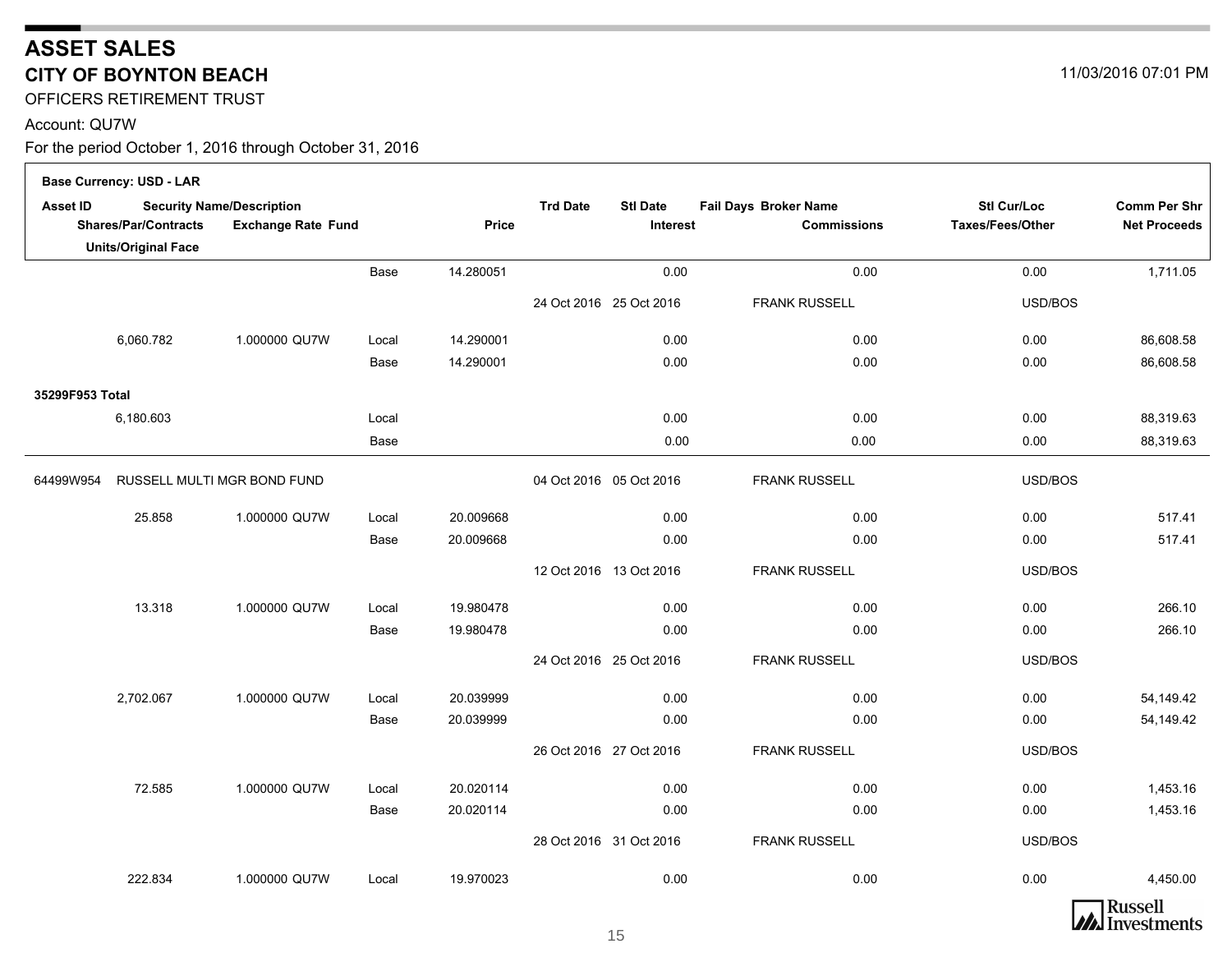# ASSET SALES

## CITY OF BOYNTON BEACH

11/03/2016 07:01 PM

OFFICERS RETIREMENT TRUST

Account: QU7W

For the period October 1, 2016 through October 31, 2016

**Base Currency: USD - LAR**

| Asset ID / Shares/Par/Contracts / Units/Original Face | Security Name/Description / Exchange Rate Fund | | Price | Trd Date | Stl Date / Interest | Fail Days Broker Name / Commissions | Stl Cur/Loc / Taxes/Fees/Other | Comm Per Shr / Net Proceeds |
|---|---|---|---|---|---|---|---|---|
| | | Base | 14.280051 | | 0.00 | 0.00 | 0.00 | 1,711.05 |
| | | | | 24 Oct 2016 | 25 Oct 2016 | FRANK RUSSELL | USD/BOS | |
| 6,060.782 | 1.000000 QU7W | Local | 14.290001 | | 0.00 | 0.00 | 0.00 | 86,608.58 |
| | | Base | 14.290001 | | 0.00 | 0.00 | 0.00 | 86,608.58 |
| **35299F953 Total** | | | | | | | | |
| 6,180.603 | | Local | | | 0.00 | 0.00 | 0.00 | 88,319.63 |
| | | Base | | | 0.00 | 0.00 | 0.00 | 88,319.63 |
| 64499W954 | RUSSELL MULTI MGR BOND FUND | | | 04 Oct 2016 | 05 Oct 2016 | FRANK RUSSELL | USD/BOS | |
| 25.858 | 1.000000 QU7W | Local | 20.009668 | | 0.00 | 0.00 | 0.00 | 517.41 |
| | | Base | 20.009668 | | 0.00 | 0.00 | 0.00 | 517.41 |
| | | | | 12 Oct 2016 | 13 Oct 2016 | FRANK RUSSELL | USD/BOS | |
| 13.318 | 1.000000 QU7W | Local | 19.980478 | | 0.00 | 0.00 | 0.00 | 266.10 |
| | | Base | 19.980478 | | 0.00 | 0.00 | 0.00 | 266.10 |
| | | | | 24 Oct 2016 | 25 Oct 2016 | FRANK RUSSELL | USD/BOS | |
| 2,702.067 | 1.000000 QU7W | Local | 20.039999 | | 0.00 | 0.00 | 0.00 | 54,149.42 |
| | | Base | 20.039999 | | 0.00 | 0.00 | 0.00 | 54,149.42 |
| | | | | 26 Oct 2016 | 27 Oct 2016 | FRANK RUSSELL | USD/BOS | |
| 72.585 | 1.000000 QU7W | Local | 20.020114 | | 0.00 | 0.00 | 0.00 | 1,453.16 |
| | | Base | 20.020114 | | 0.00 | 0.00 | 0.00 | 1,453.16 |
| | | | | 28 Oct 2016 | 31 Oct 2016 | FRANK RUSSELL | USD/BOS | |
| 222.834 | 1.000000 QU7W | Local | 19.970023 | | 0.00 | 0.00 | 0.00 | 4,450.00 |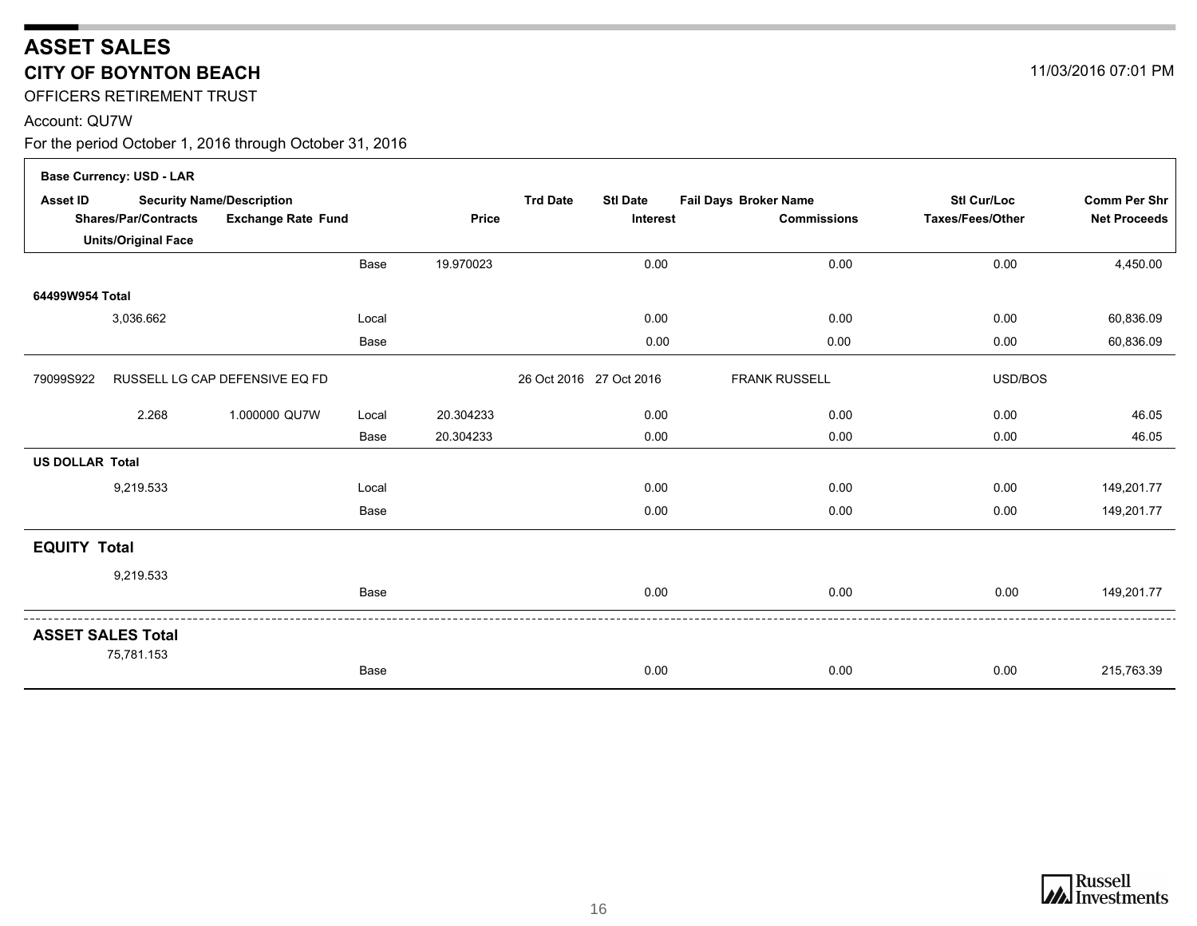# ASSET SALES

## CITY OF BOYNTON BEACH

11/03/2016 07:01 PM

OFFICERS RETIREMENT TRUST

Account: QU7W

For the period October 1, 2016 through October 31, 2016

**Base Currency: USD - LAR**

| Asset ID | Security Name/Description | | | Trd Date | Stl Date | Fail Days Broker Name | Stl Cur/Loc | Comm Per Shr |
|---|---|---|---|---|---|---|---|---|
| Shares/Par/Contracts | Exchange Rate Fund | | Price | | Interest | Commissions | Taxes/Fees/Other | Net Proceeds |
| Units/Original Face | | | | | | | | |
| | | Base | 19.970023 | | 0.00 | 0.00 | 0.00 | 4,450.00 |
| **64499W954 Total** | | | | | | | | |
| 3,036.662 | | Local | | | 0.00 | 0.00 | 0.00 | 60,836.09 |
| | | Base | | | 0.00 | 0.00 | 0.00 | 60,836.09 |
| 79099S922 | RUSSELL LG CAP DEFENSIVE EQ FD | | | 26 Oct 2016 | 27 Oct 2016 | FRANK RUSSELL | USD/BOS | |
| 2.268 | 1.000000 QU7W | Local | 20.304233 | | 0.00 | 0.00 | 0.00 | 46.05 |
| | | Base | 20.304233 | | 0.00 | 0.00 | 0.00 | 46.05 |
| **US DOLLAR Total** | | | | | | | | |
| 9,219.533 | | Local | | | 0.00 | 0.00 | 0.00 | 149,201.77 |
| | | Base | | | 0.00 | 0.00 | 0.00 | 149,201.77 |
| **EQUITY Total** | | | | | | | | |
| 9,219.533 | | | | | | | | |
| | | Base | | | 0.00 | 0.00 | 0.00 | 149,201.77 |
| **ASSET SALES Total** | | | | | | | | |
| 75,781.153 | | | | | | | | |
| | | Base | | | 0.00 | 0.00 | 0.00 | 215,763.39 |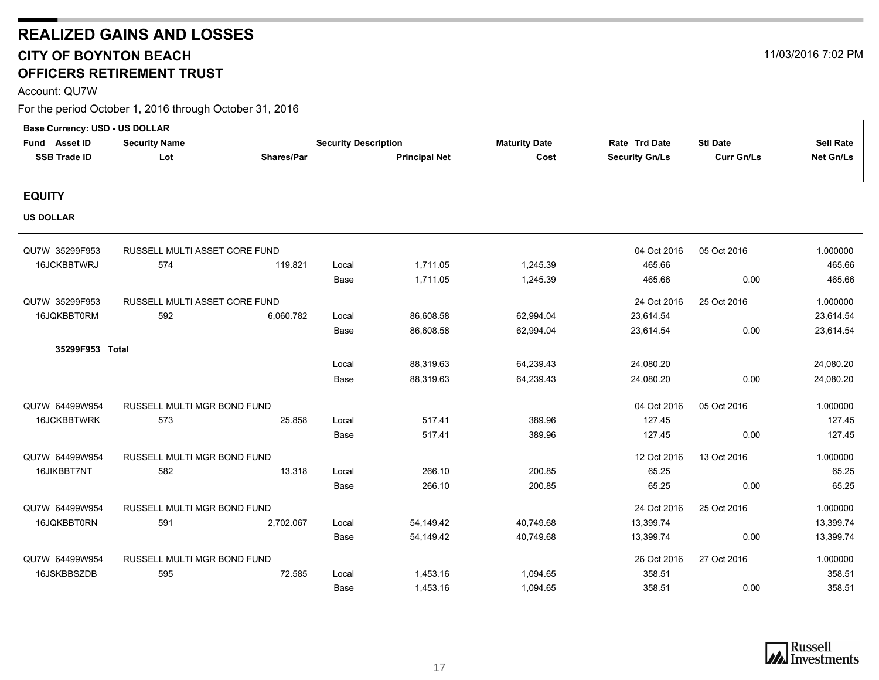# REALIZED GAINS AND LOSSES

## CITY OF BOYNTON BEACH
## OFFICERS RETIREMENT TRUST

11/03/2016 7:02 PM

Account: QU7W

For the period October 1, 2016 through October 31, 2016

Base Currency: USD - US DOLLAR

| Fund Asset ID / SSB Trade ID | Security Name / Lot | Shares/Par | Security Description | Principal Net | Maturity Date / Cost | Rate Trd Date / Security Gn/Ls | Stl Date / Curr Gn/Ls | Sell Rate / Net Gn/Ls |
|---|---|---|---|---|---|---|---|---|
| **EQUITY** | | | | | | | | |
| **US DOLLAR** | | | | | | | | |
| QU7W 35299F953 | RUSSELL MULTI ASSET CORE FUND | | | | | 04 Oct 2016 | 05 Oct 2016 | 1.000000 |
| 16JCKBBTWRJ | 574 | 119.821 | Local | 1,711.05 | 1,245.39 | 465.66 | | 465.66 |
| | | | Base | 1,711.05 | 1,245.39 | 465.66 | 0.00 | 465.66 |
| QU7W 35299F953 | RUSSELL MULTI ASSET CORE FUND | | | | | 24 Oct 2016 | 25 Oct 2016 | 1.000000 |
| 16JQKBBT0RM | 592 | 6,060.782 | Local | 86,608.58 | 62,994.04 | 23,614.54 | | 23,614.54 |
| | | | Base | 86,608.58 | 62,994.04 | 23,614.54 | 0.00 | 23,614.54 |
| **35299F953 Total** | | | | | | | | |
| | | | Local | 88,319.63 | 64,239.43 | 24,080.20 | | 24,080.20 |
| | | | Base | 88,319.63 | 64,239.43 | 24,080.20 | 0.00 | 24,080.20 |
| QU7W 64499W954 | RUSSELL MULTI MGR BOND FUND | | | | | 04 Oct 2016 | 05 Oct 2016 | 1.000000 |
| 16JCKBBTWRK | 573 | 25.858 | Local | 517.41 | 389.96 | 127.45 | | 127.45 |
| | | | Base | 517.41 | 389.96 | 127.45 | 0.00 | 127.45 |
| QU7W 64499W954 | RUSSELL MULTI MGR BOND FUND | | | | | 12 Oct 2016 | 13 Oct 2016 | 1.000000 |
| 16JIKBBT7NT | 582 | 13.318 | Local | 266.10 | 200.85 | 65.25 | | 65.25 |
| | | | Base | 266.10 | 200.85 | 65.25 | 0.00 | 65.25 |
| QU7W 64499W954 | RUSSELL MULTI MGR BOND FUND | | | | | 24 Oct 2016 | 25 Oct 2016 | 1.000000 |
| 16JQKBBT0RN | 591 | 2,702.067 | Local | 54,149.42 | 40,749.68 | 13,399.74 | | 13,399.74 |
| | | | Base | 54,149.42 | 40,749.68 | 13,399.74 | 0.00 | 13,399.74 |
| QU7W 64499W954 | RUSSELL MULTI MGR BOND FUND | | | | | 26 Oct 2016 | 27 Oct 2016 | 1.000000 |
| 16JSKBBSZDB | 595 | 72.585 | Local | 1,453.16 | 1,094.65 | 358.51 | | 358.51 |
| | | | Base | 1,453.16 | 1,094.65 | 358.51 | 0.00 | 358.51 |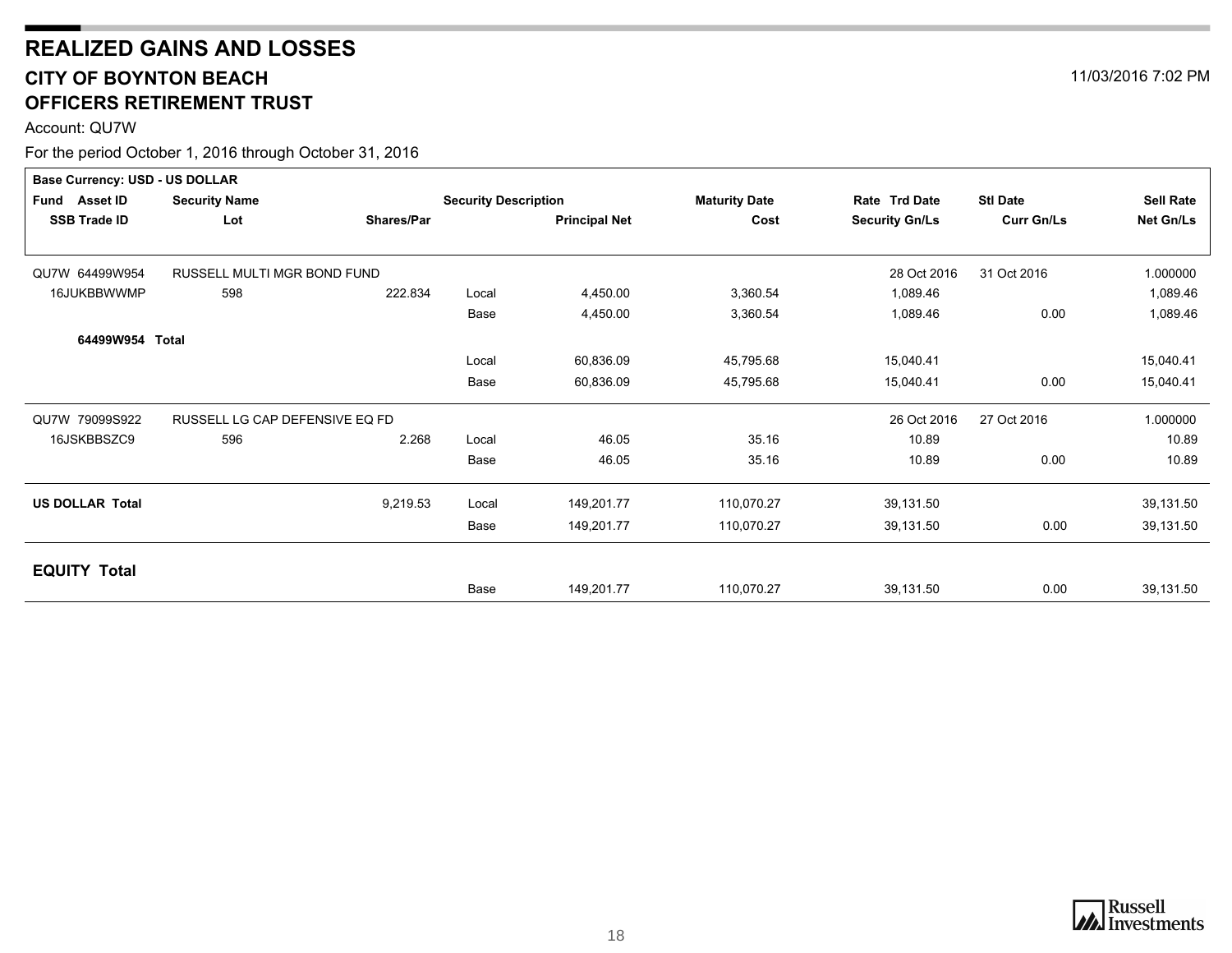# REALIZED GAINS AND LOSSES

## CITY OF BOYNTON BEACH
## OFFICERS RETIREMENT TRUST

11/03/2016 7:02 PM

Account: QU7W

For the period October 1, 2016 through October 31, 2016

**Base Currency: USD - US DOLLAR**

| Fund Asset ID<br>SSB Trade ID | Security Name<br>Lot | Shares/Par | Security Description | Principal Net | Maturity Date<br>Cost | Rate Trd Date<br>Security Gn/Ls | Stl Date<br>Curr Gn/Ls | Sell Rate<br>Net Gn/Ls |
|---|---|---|---|---|---|---|---|---|
| QU7W 64499W954 | RUSSELL MULTI MGR BOND FUND | | | | | 28 Oct 2016 | 31 Oct 2016 | 1.000000 |
| 16JUKBBWWMP | 598 | 222.834 | Local | 4,450.00 | 3,360.54 | 1,089.46 | | 1,089.46 |
| | | | Base | 4,450.00 | 3,360.54 | 1,089.46 | 0.00 | 1,089.46 |
| **64499W954 Total** | | | | | | | | |
| | | | Local | 60,836.09 | 45,795.68 | 15,040.41 | | 15,040.41 |
| | | | Base | 60,836.09 | 45,795.68 | 15,040.41 | 0.00 | 15,040.41 |
| QU7W 79099S922 | RUSSELL LG CAP DEFENSIVE EQ FD | | | | | 26 Oct 2016 | 27 Oct 2016 | 1.000000 |
| 16JSKBBSZC9 | 596 | 2.268 | Local | 46.05 | 35.16 | 10.89 | | 10.89 |
| | | | Base | 46.05 | 35.16 | 10.89 | 0.00 | 10.89 |
| **US DOLLAR Total** | | 9,219.53 | Local | 149,201.77 | 110,070.27 | 39,131.50 | | 39,131.50 |
| | | | Base | 149,201.77 | 110,070.27 | 39,131.50 | 0.00 | 39,131.50 |
| **EQUITY Total** | | | | | | | | |
| | | | Base | 149,201.77 | 110,070.27 | 39,131.50 | 0.00 | 39,131.50 |

Russell Investments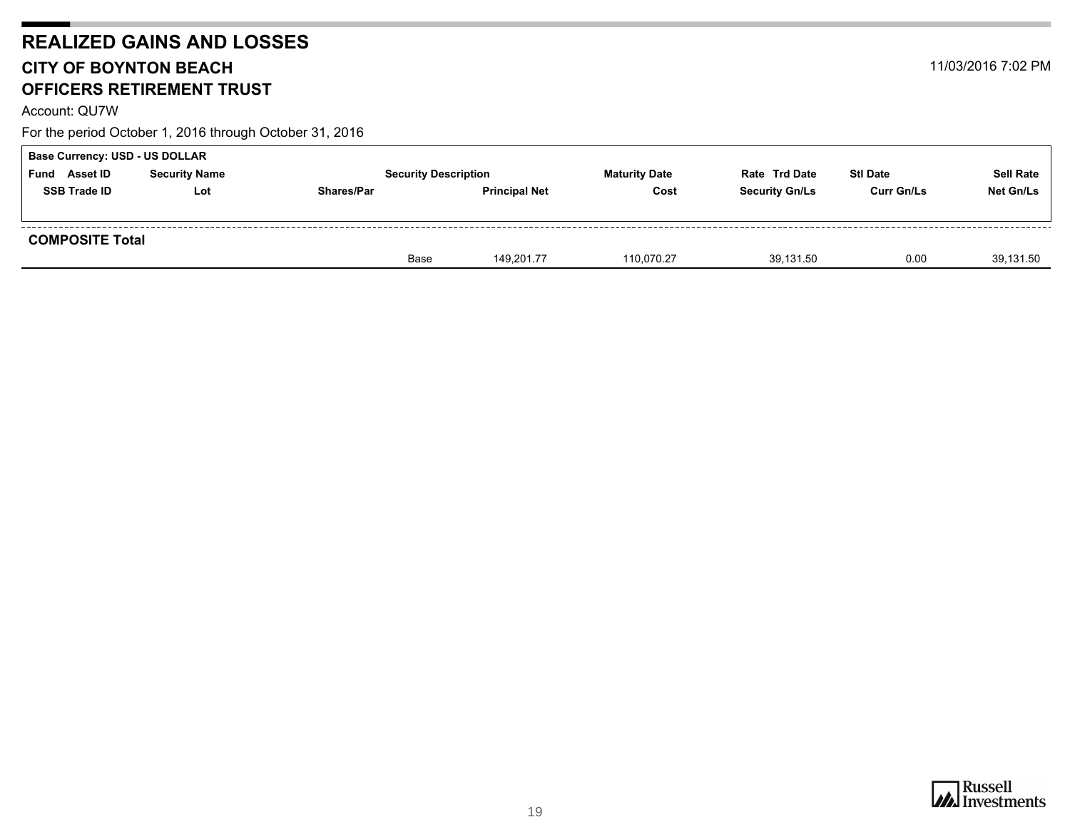# REALIZED GAINS AND LOSSES

## CITY OF BOYNTON BEACH

## OFFICERS RETIREMENT TRUST

11/03/2016 7:02 PM

Account: QU7W

For the period October 1, 2016 through October 31, 2016

**Base Currency: USD - US DOLLAR**

| Fund Asset ID | Security Name | | Security Description | Maturity Date | Rate Trd Date | Stl Date | Sell Rate |
|---|---|---|---|---|---|---|---|
| SSB Trade ID | Lot | Shares/Par | Principal Net | Cost | Security Gn/Ls | Curr Gn/Ls | Net Gn/Ls |
| **COMPOSITE Total** | | | | | | | |
| | | Base | 149,201.77 | 110,070.27 | 39,131.50 | 0.00 | 39,131.50 |

Russell Investments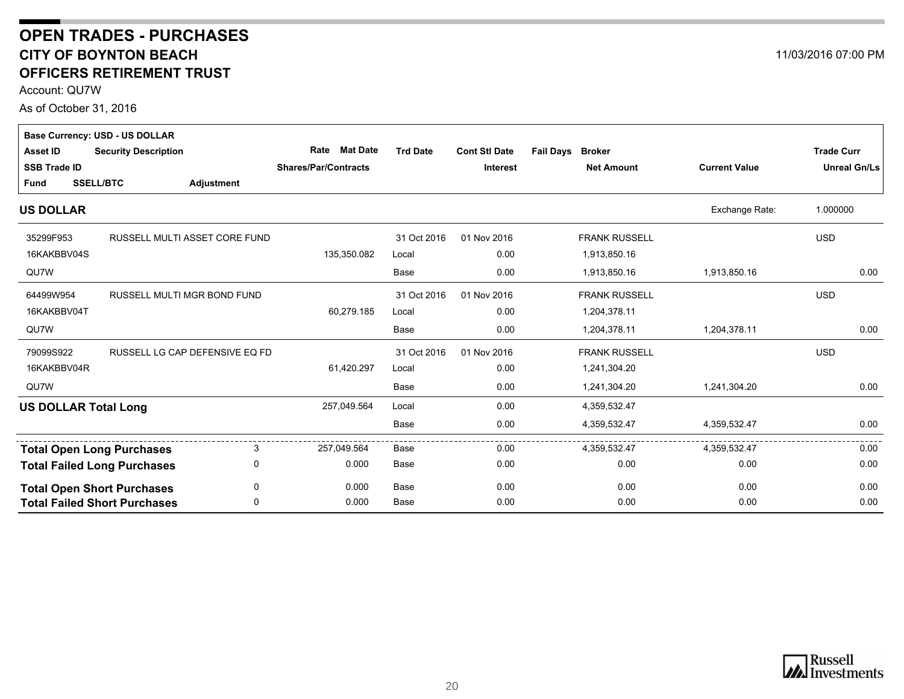# OPEN TRADES - PURCHASES

## CITY OF BOYNTON BEACH

## OFFICERS RETIREMENT TRUST

11/03/2016 07:00 PM

Account: QU7W

As of October 31, 2016

**Base Currency: USD - US DOLLAR**

| Asset ID / SSB Trade ID / Fund | Security Description / SSELL/BTC | Adjustment | Rate / Shares/Par/Contracts | Mat Date | Trd Date | Cont Stl Date / Interest | Fail Days | Broker / Net Amount | Current Value | Trade Curr / Unreal Gn/Ls |
|---|---|---|---|---|---|---|---|---|---|---|
| **US DOLLAR** | | | | | | | | | Exchange Rate: | 1.000000 |
| 35299F953 | RUSSELL MULTI ASSET CORE FUND | | | | 31 Oct 2016 | 01 Nov 2016 | | FRANK RUSSELL | | USD |
| 16KAKBBV04S | | | 135,350.082 | | Local | 0.00 | | 1,913,850.16 | | |
| QU7W | | | | | Base | 0.00 | | 1,913,850.16 | 1,913,850.16 | 0.00 |
| 64499W954 | RUSSELL MULTI MGR BOND FUND | | | | 31 Oct 2016 | 01 Nov 2016 | | FRANK RUSSELL | | USD |
| 16KAKBBV04T | | | 60,279.185 | | Local | 0.00 | | 1,204,378.11 | | |
| QU7W | | | | | Base | 0.00 | | 1,204,378.11 | 1,204,378.11 | 0.00 |
| 79099S922 | RUSSELL LG CAP DEFENSIVE EQ FD | | | | 31 Oct 2016 | 01 Nov 2016 | | FRANK RUSSELL | | USD |
| 16KAKBBV04R | | | 61,420.297 | | Local | 0.00 | | 1,241,304.20 | | |
| QU7W | | | | | Base | 0.00 | | 1,241,304.20 | 1,241,304.20 | 0.00 |
| **US DOLLAR Total Long** | | | 257,049.564 | | Local | 0.00 | | 4,359,532.47 | | |
| | | | | | Base | 0.00 | | 4,359,532.47 | 4,359,532.47 | 0.00 |
| **Total Open Long Purchases** | | 3 | 257,049.564 | | Base | 0.00 | | 4,359,532.47 | 4,359,532.47 | 0.00 |
| **Total Failed Long Purchases** | | 0 | 0.000 | | Base | 0.00 | | 0.00 | 0.00 | 0.00 |
| **Total Open Short Purchases** | | 0 | 0.000 | | Base | 0.00 | | 0.00 | 0.00 | 0.00 |
| **Total Failed Short Purchases** | | 0 | 0.000 | | Base | 0.00 | | 0.00 | 0.00 | 0.00 |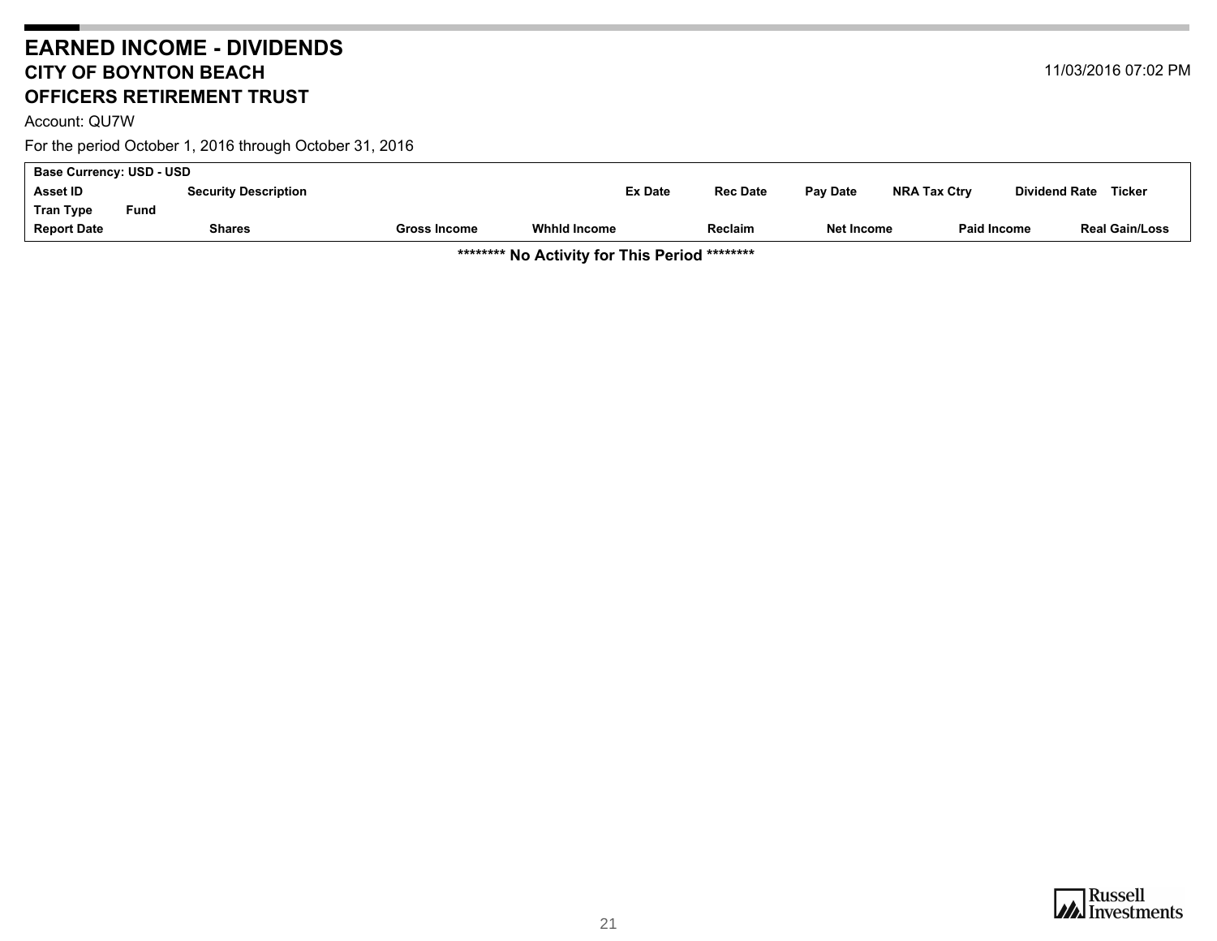# EARNED INCOME - DIVIDENDS

## CITY OF BOYNTON BEACH

## OFFICERS RETIREMENT TRUST

11/03/2016 07:02 PM

Account: QU7W

For the period October 1, 2016 through October 31, 2016

| Base Currency: USD - USD | | | | | | | | | |
|---|---|---|---|---|---|---|---|---|---|
| Asset ID | Security Description | | | Ex Date | Rec Date | Pay Date | NRA Tax Ctry | Dividend Rate | Ticker |
| Tran Type | Fund | | | | | | | | |
| Report Date | Shares | Gross Income | Whhld Income | Reclaim | Net Income | | Paid Income | | Real Gain/Loss |

**\*\*\*\*\*\*\*\* No Activity for This Period \*\*\*\*\*\*\*\***

Russell Investments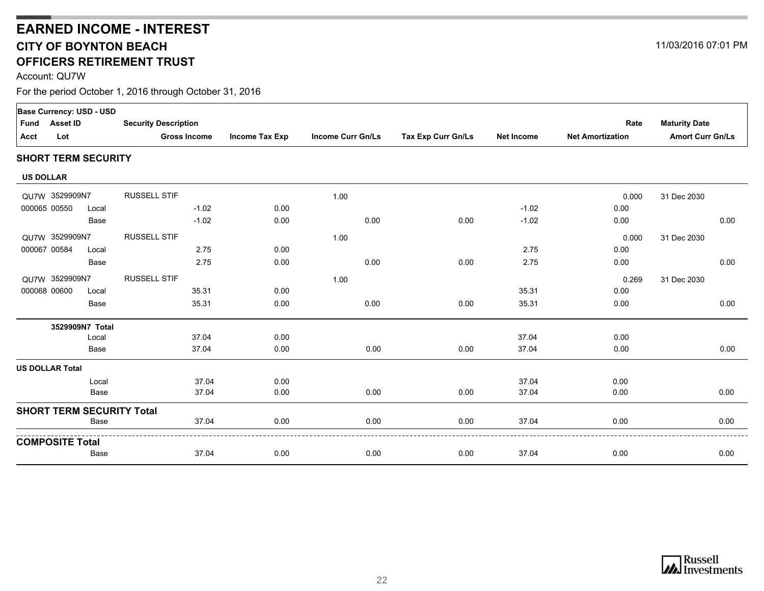# EARNED INCOME - INTEREST

## CITY OF BOYNTON BEACH

## OFFICERS RETIREMENT TRUST

11/03/2016 07:01 PM

Account: QU7W

For the period October 1, 2016 through October 31, 2016

| Base Currency: USD - USD | | | | | | | | | | |
|---|---|---|---|---|---|---|---|---|---|---|
| Fund | Asset ID | | Security Description | | | | | | Rate | Maturity Date |
| Acct | Lot | | Gross Income | Income Tax Exp | Income Curr Gn/Ls | Tax Exp Curr Gn/Ls | Net Income | Net Amortization | | Amort Curr Gn/Ls |
| **SHORT TERM SECURITY** | | | | | | | | | | |
| **US DOLLAR** | | | | | | | | | | |
| QU7W | 3529909N7 | | RUSSELL STIF | | 1.00 | | | | 0.000 | 31 Dec 2030 |
| 000065 | 00550 | Local | -1.02 | 0.00 | | | -1.02 | 0.00 | | |
| | | Base | -1.02 | 0.00 | 0.00 | 0.00 | -1.02 | 0.00 | | 0.00 |
| QU7W | 3529909N7 | | RUSSELL STIF | | 1.00 | | | | 0.000 | 31 Dec 2030 |
| 000067 | 00584 | Local | 2.75 | 0.00 | | | 2.75 | 0.00 | | |
| | | Base | 2.75 | 0.00 | 0.00 | 0.00 | 2.75 | 0.00 | | 0.00 |
| QU7W | 3529909N7 | | RUSSELL STIF | | 1.00 | | | | 0.269 | 31 Dec 2030 |
| 000068 | 00600 | Local | 35.31 | 0.00 | | | 35.31 | 0.00 | | |
| | | Base | 35.31 | 0.00 | 0.00 | 0.00 | 35.31 | 0.00 | | 0.00 |
| | **3529909N7 Total** | | | | | | | | | |
| | | Local | 37.04 | 0.00 | | | 37.04 | 0.00 | | |
| | | Base | 37.04 | 0.00 | 0.00 | 0.00 | 37.04 | 0.00 | | 0.00 |
| **US DOLLAR Total** | | | | | | | | | | |
| | | Local | 37.04 | 0.00 | | | 37.04 | 0.00 | | |
| | | Base | 37.04 | 0.00 | 0.00 | 0.00 | 37.04 | 0.00 | | 0.00 |
| **SHORT TERM SECURITY Total** | | | | | | | | | | |
| | | Base | 37.04 | 0.00 | 0.00 | 0.00 | 37.04 | 0.00 | | 0.00 |
| **COMPOSITE Total** | | | | | | | | | | |
| | | Base | 37.04 | 0.00 | 0.00 | 0.00 | 37.04 | 0.00 | | 0.00 |

Russell Investments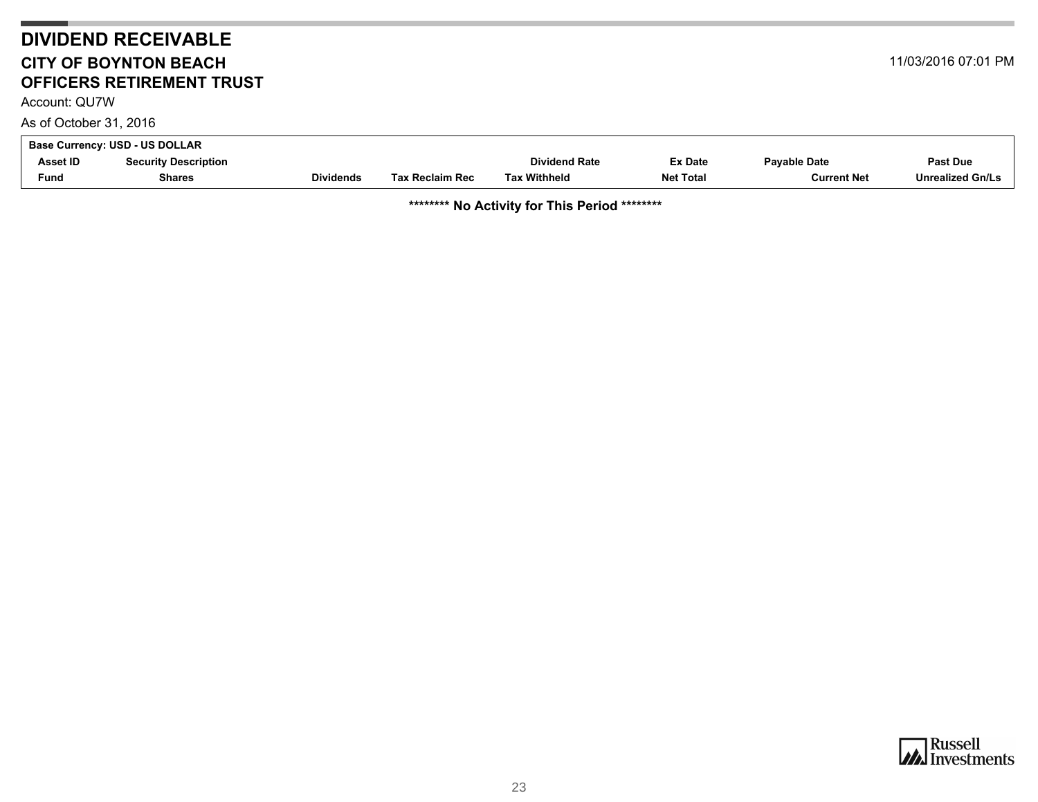# DIVIDEND RECEIVABLE

## CITY OF BOYNTON BEACH
## OFFICERS RETIREMENT TRUST

11/03/2016 07:01 PM

Account: QU7W

As of October 31, 2016

| Base Currency: USD - US DOLLAR | | | | | | | |
|---|---|---|---|---|---|---|---|
| **Asset ID** | **Security Description** | | | **Dividend Rate** | **Ex Date** | **Payable Date** | **Past Due** |
| **Fund** | **Shares** | **Dividends** | **Tax Reclaim Rec** | **Tax Withheld** | **Net Total** | **Current Net** | **Unrealized Gn/Ls** |

**\*\*\*\*\*\*\*\* No Activity for This Period \*\*\*\*\*\*\*\***

Russell Investments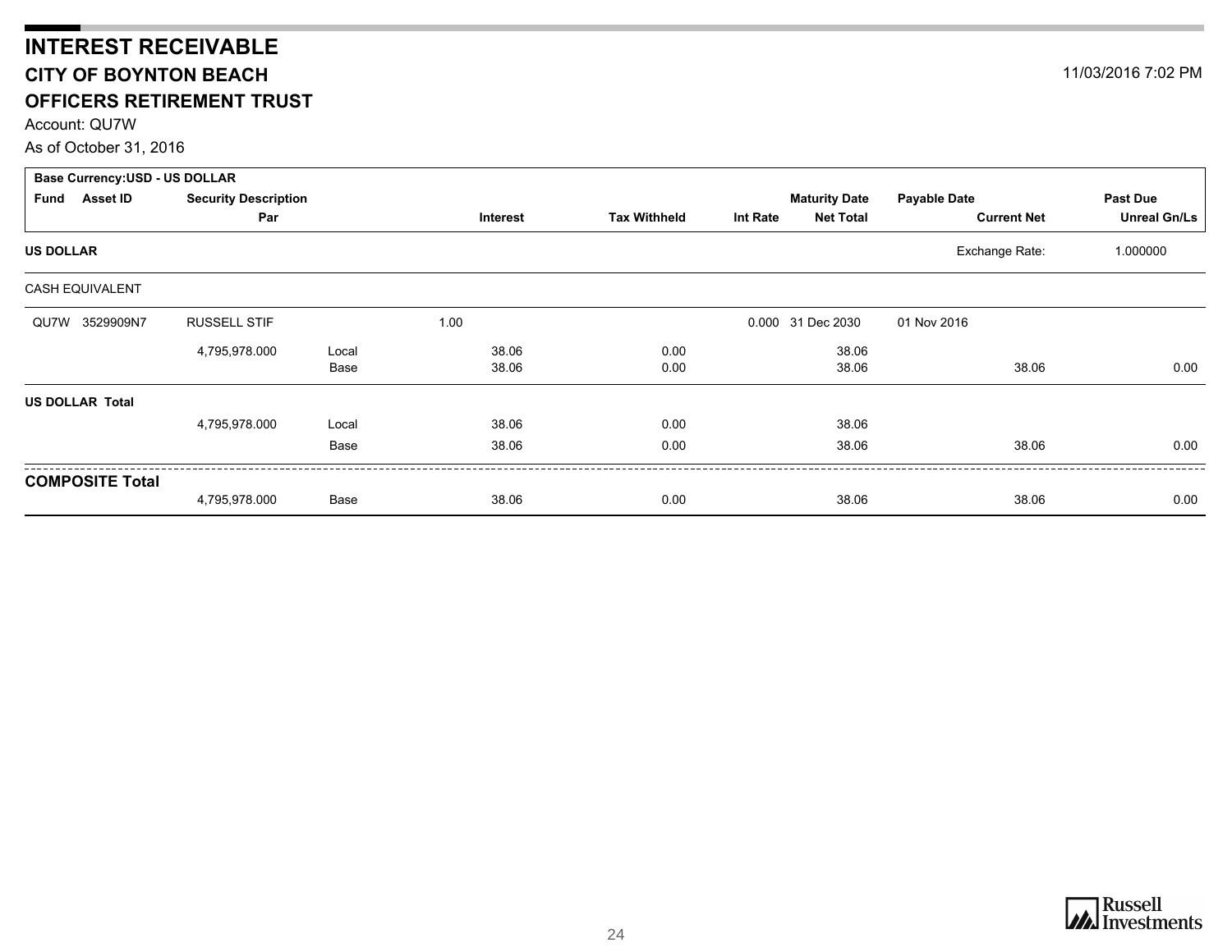# INTEREST RECEIVABLE

## CITY OF BOYNTON BEACH

## OFFICERS RETIREMENT TRUST

11/03/2016 7:02 PM

Account: QU7W

As of October 31, 2016

| Base Currency:USD - US DOLLAR | | | | | | | | | | |
|---|---|---|---|---|---|---|---|---|---|---|
| **Fund** | **Asset ID** | **Security Description** | | | | | **Maturity Date** | **Payable Date** | | **Past Due** |
| | | **Par** | | **Interest** | **Tax Withheld** | **Int Rate** | **Net Total** | | **Current Net** | **Unreal Gn/Ls** |
| **US DOLLAR** | | | | | | | | | Exchange Rate: | 1.000000 |
| CASH EQUIVALENT | | | | | | | | | | |
| QU7W | 3529909N7 | RUSSELL STIF | | 1.00 | | 0.000 | 31 Dec 2030 | 01 Nov 2016 | | |
| | | 4,795,978.000 | Local | 38.06 | 0.00 | | 38.06 | | | |
| | | | Base | 38.06 | 0.00 | | 38.06 | | 38.06 | 0.00 |
| **US DOLLAR Total** | | | | | | | | | | |
| | | 4,795,978.000 | Local | 38.06 | 0.00 | | 38.06 | | | |
| | | | Base | 38.06 | 0.00 | | 38.06 | | 38.06 | 0.00 |
| **COMPOSITE Total** | | | | | | | | | | |
| | | 4,795,978.000 | Base | 38.06 | 0.00 | | 38.06 | | 38.06 | 0.00 |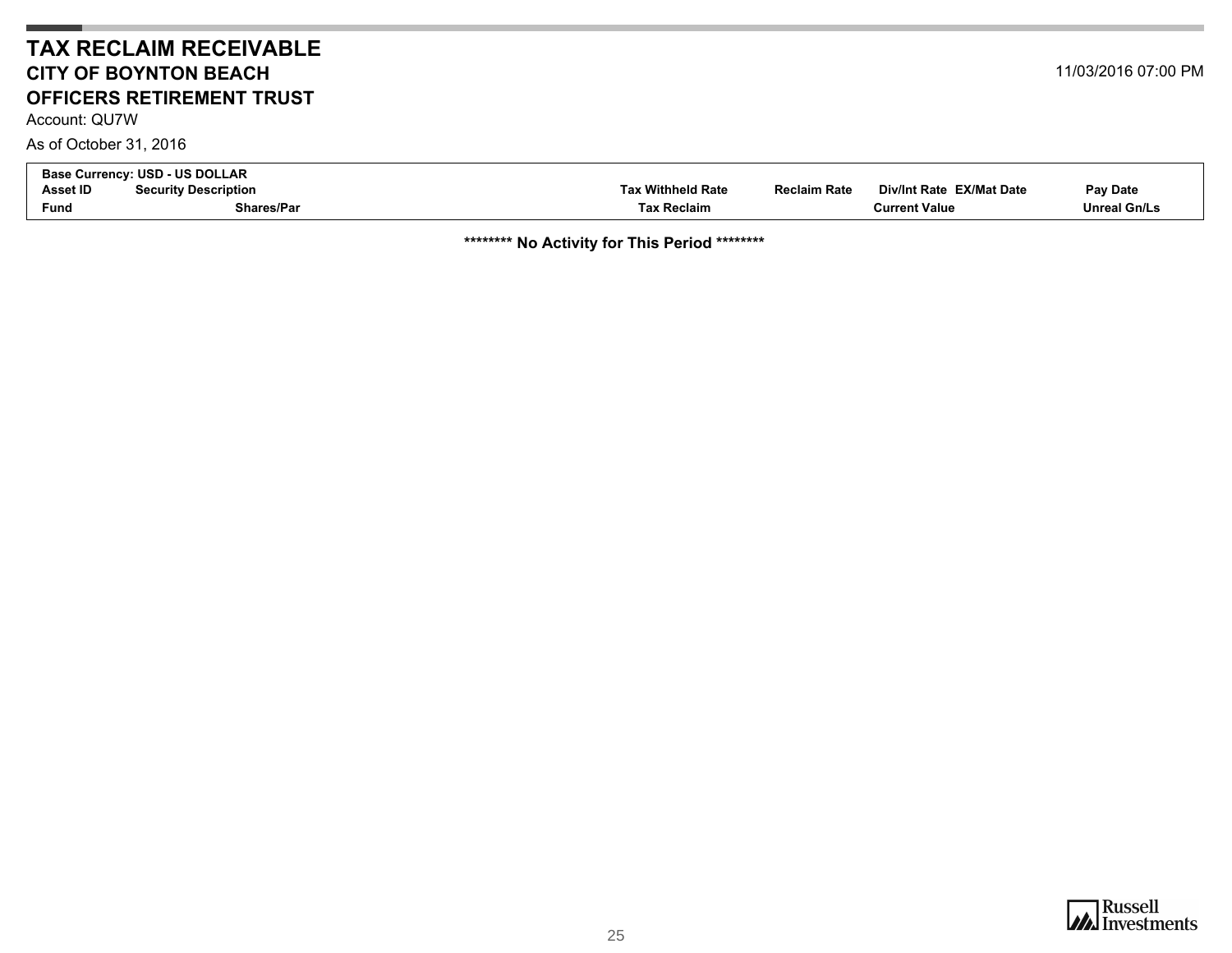# TAX RECLAIM RECEIVABLE

## CITY OF BOYNTON BEACH

## OFFICERS RETIREMENT TRUST

11/03/2016 07:00 PM

Account: QU7W

As of October 31, 2016

| Base Currency: USD - US DOLLAR | | | | | | |
|---|---|---|---|---|---|---|
| **Asset ID** | **Security Description** | **Tax Withheld Rate** | **Reclaim Rate** | **Div/Int Rate** | **EX/Mat Date** | **Pay Date** |
| **Fund** | **Shares/Par** | **Tax Reclaim** | | **Current Value** | | **Unreal Gn/Ls** |

**\*\*\*\*\*\*\*\* No Activity for This Period \*\*\*\*\*\*\*\***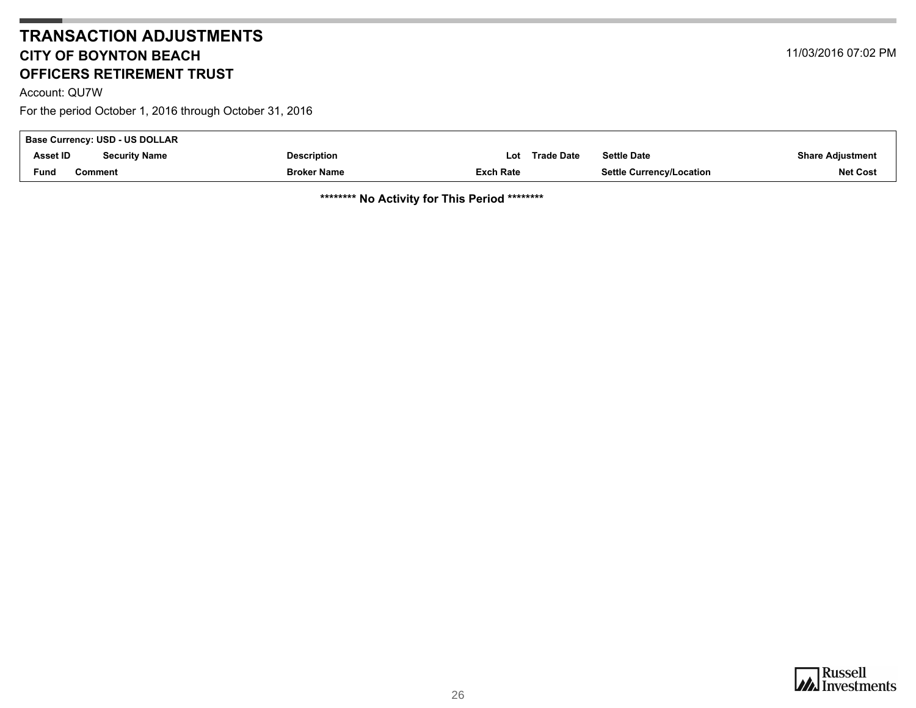# TRANSACTION ADJUSTMENTS

## CITY OF BOYNTON BEACH

## OFFICERS RETIREMENT TRUST

11/03/2016 07:02 PM

Account: QU7W

For the period October 1, 2016 through October 31, 2016

| Base Currency: USD - US DOLLAR | | | | | | |
|---|---|---|---|---|---|---|
| Asset ID | Security Name | Description | Lot | Trade Date | Settle Date | Share Adjustment |
| Fund | Comment | Broker Name | Exch Rate | | Settle Currency/Location | Net Cost |

**\*\*\*\*\*\*\*\* No Activity for This Period \*\*\*\*\*\*\*\***

Russell Investments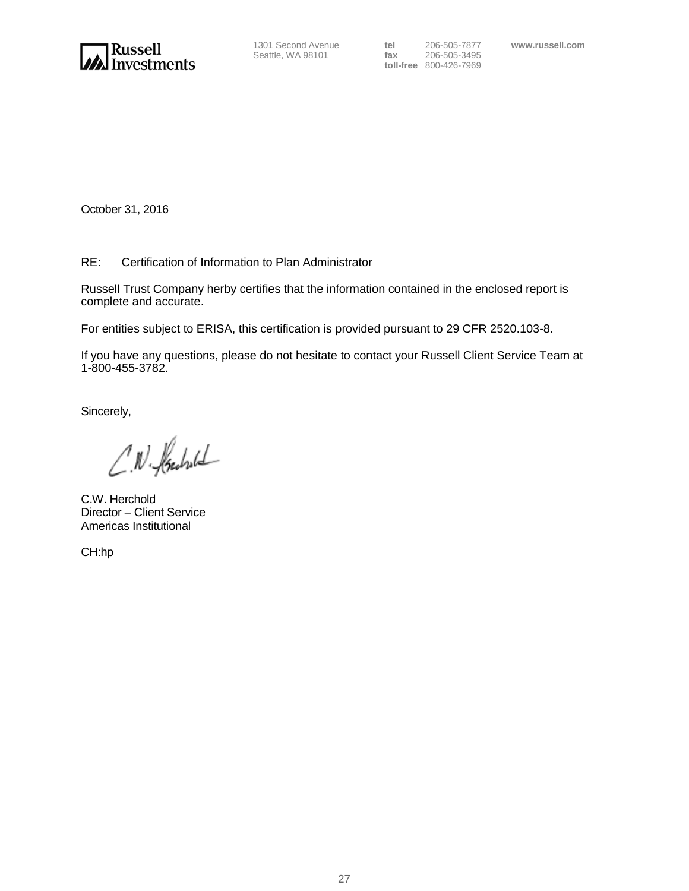Russell Investments

1301 Second Avenue
Seattle, WA 98101

**tel** 206-505-7877
**fax** 206-505-3495
**toll-free** 800-426-7969

**www.russell.com**

October 31, 2016

RE: Certification of Information to Plan Administrator

Russell Trust Company herby certifies that the information contained in the enclosed report is complete and accurate.

For entities subject to ERISA, this certification is provided pursuant to 29 CFR 2520.103-8.

If you have any questions, please do not hesitate to contact your Russell Client Service Team at 1-800-455-3782.

Sincerely,

C.W. Herchold
Director – Client Service
Americas Institutional

CH:hp